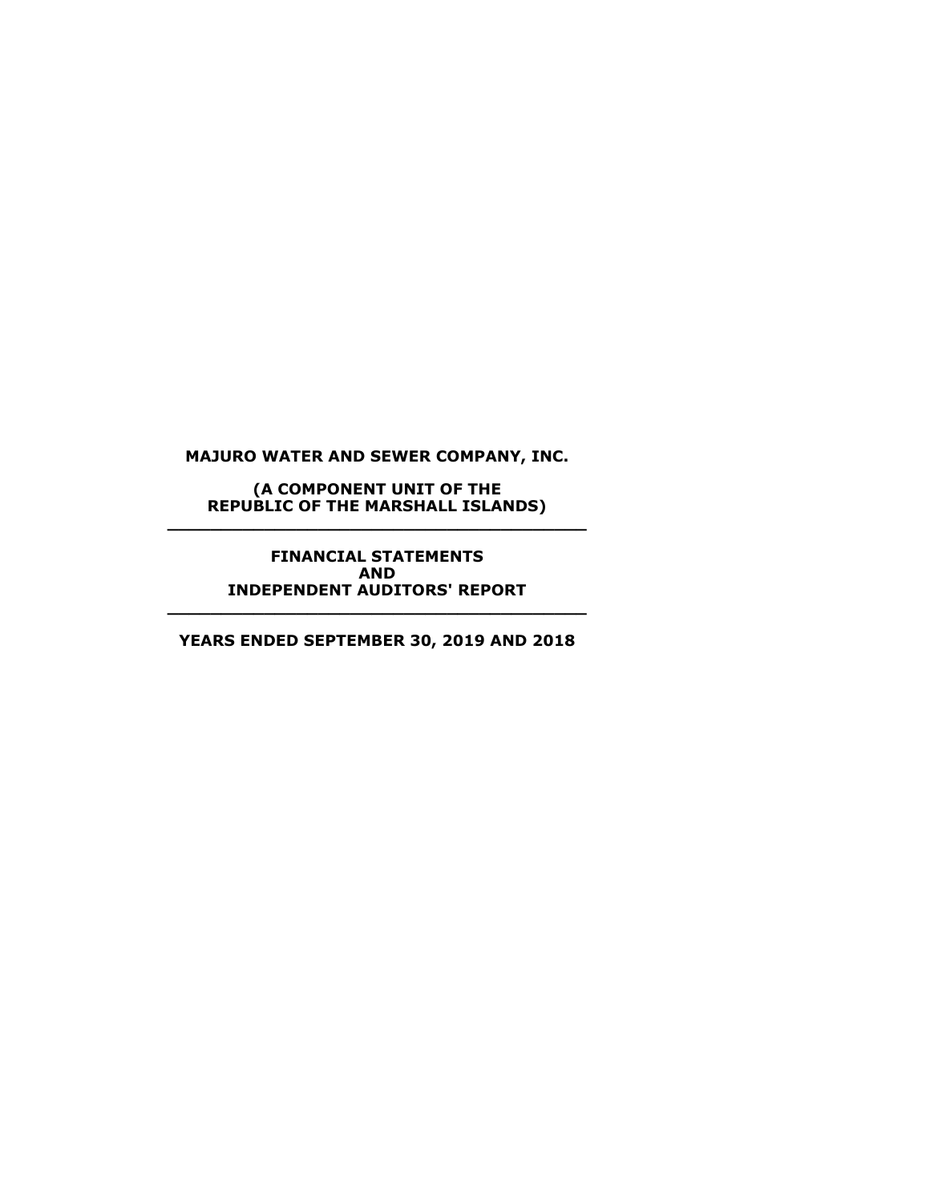**MAJURO WATER AND SEWER COMPANY, INC.**

**(A COMPONENT UNIT OF THE REPUBLIC OF THE MARSHALL ISLANDS)**

---

**FINANCIAL STATEMENTS AND INDEPENDENT AUDITORS' REPORT**

---

**YEARS ENDED SEPTEMBER 30, 2019 AND 2018**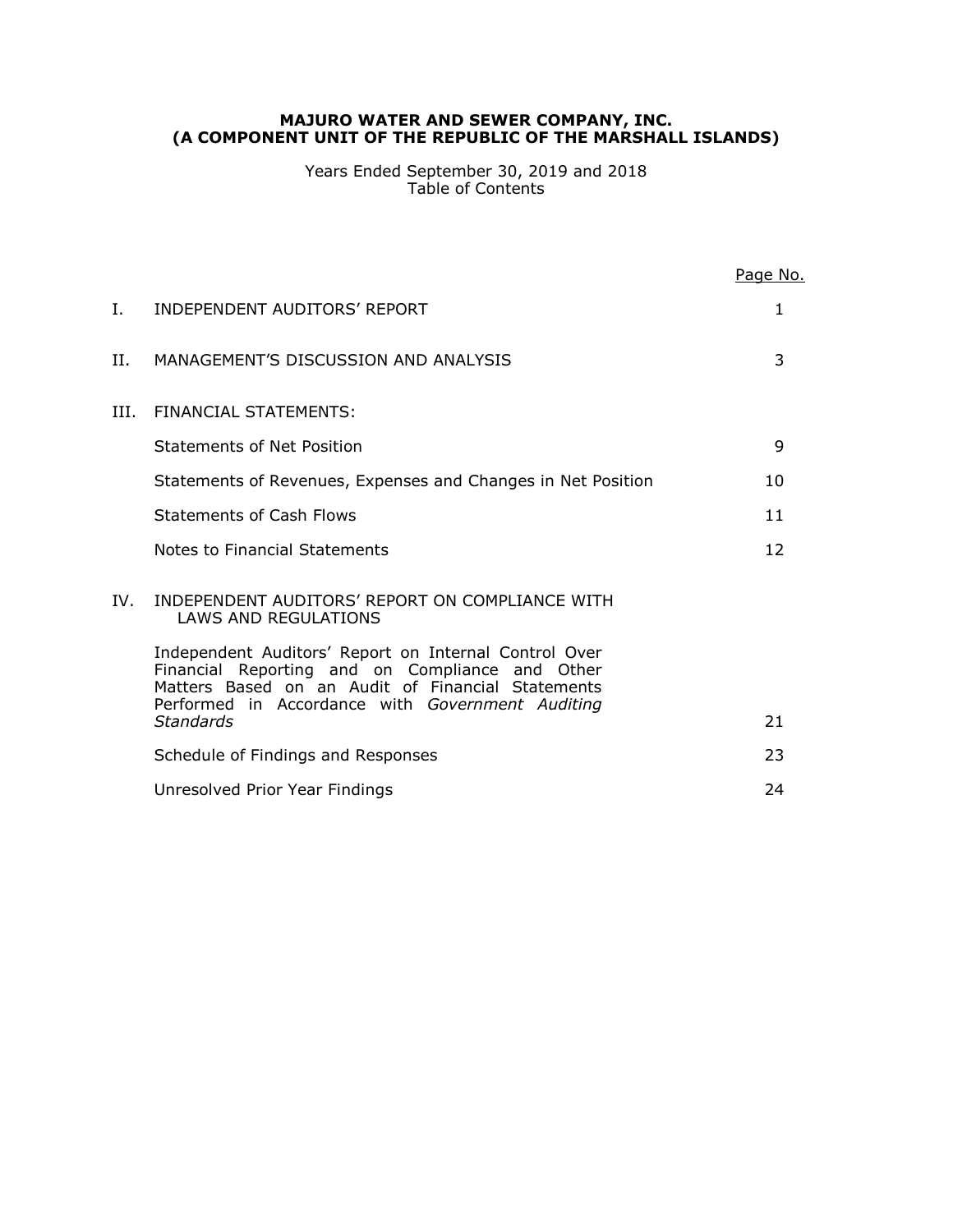# MAJURO WATER AND SEWER COMPANY, INC.
# (A COMPONENT UNIT OF THE REPUBLIC OF THE MARSHALL ISLANDS)

Years Ended September 30, 2019 and 2018
Table of Contents

| | | Page No. |
|---|---|---|
| I. | INDEPENDENT AUDITORS' REPORT | 1 |
| II. | MANAGEMENT'S DISCUSSION AND ANALYSIS | 3 |
| III. | FINANCIAL STATEMENTS: | |
| | Statements of Net Position | 9 |
| | Statements of Revenues, Expenses and Changes in Net Position | 10 |
| | Statements of Cash Flows | 11 |
| | Notes to Financial Statements | 12 |
| IV. | INDEPENDENT AUDITORS' REPORT ON COMPLIANCE WITH LAWS AND REGULATIONS | |
| | Independent Auditors' Report on Internal Control Over Financial Reporting and on Compliance and Other Matters Based on an Audit of Financial Statements Performed in Accordance with *Government Auditing Standards* | 21 |
| | Schedule of Findings and Responses | 23 |
| | Unresolved Prior Year Findings | 24 |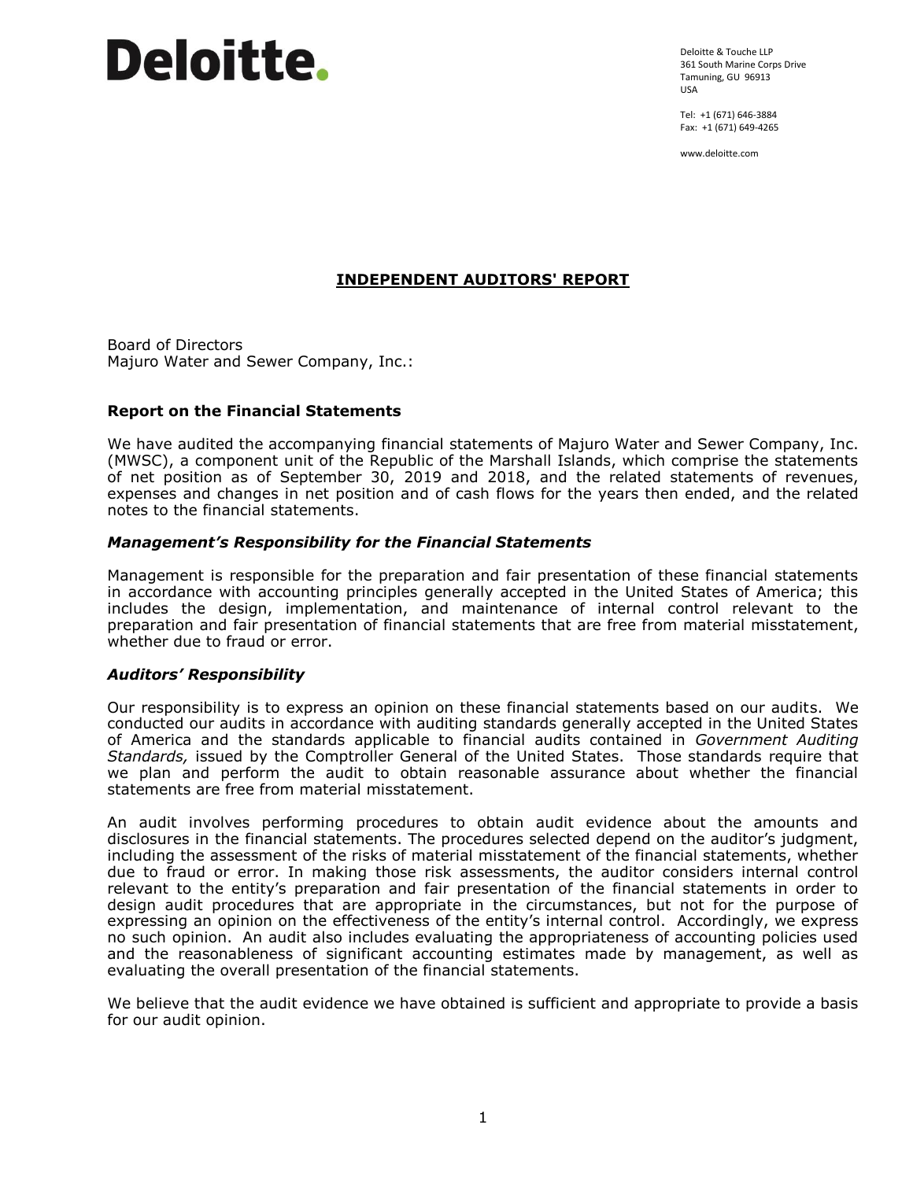Deloitte.

Deloitte & Touche LLP
361 South Marine Corps Drive
Tamuning, GU 96913
USA

Tel: +1 (671) 646-3884
Fax: +1 (671) 649-4265

www.deloitte.com

## INDEPENDENT AUDITORS' REPORT

Board of Directors
Majuro Water and Sewer Company, Inc.:

### Report on the Financial Statements

We have audited the accompanying financial statements of Majuro Water and Sewer Company, Inc. (MWSC), a component unit of the Republic of the Marshall Islands, which comprise the statements of net position as of September 30, 2019 and 2018, and the related statements of revenues, expenses and changes in net position and of cash flows for the years then ended, and the related notes to the financial statements.

### *Management's Responsibility for the Financial Statements*

Management is responsible for the preparation and fair presentation of these financial statements in accordance with accounting principles generally accepted in the United States of America; this includes the design, implementation, and maintenance of internal control relevant to the preparation and fair presentation of financial statements that are free from material misstatement, whether due to fraud or error.

### *Auditors' Responsibility*

Our responsibility is to express an opinion on these financial statements based on our audits. We conducted our audits in accordance with auditing standards generally accepted in the United States of America and the standards applicable to financial audits contained in *Government Auditing Standards,* issued by the Comptroller General of the United States. Those standards require that we plan and perform the audit to obtain reasonable assurance about whether the financial statements are free from material misstatement.

An audit involves performing procedures to obtain audit evidence about the amounts and disclosures in the financial statements. The procedures selected depend on the auditor's judgment, including the assessment of the risks of material misstatement of the financial statements, whether due to fraud or error. In making those risk assessments, the auditor considers internal control relevant to the entity's preparation and fair presentation of the financial statements in order to design audit procedures that are appropriate in the circumstances, but not for the purpose of expressing an opinion on the effectiveness of the entity's internal control. Accordingly, we express no such opinion. An audit also includes evaluating the appropriateness of accounting policies used and the reasonableness of significant accounting estimates made by management, as well as evaluating the overall presentation of the financial statements.

We believe that the audit evidence we have obtained is sufficient and appropriate to provide a basis for our audit opinion.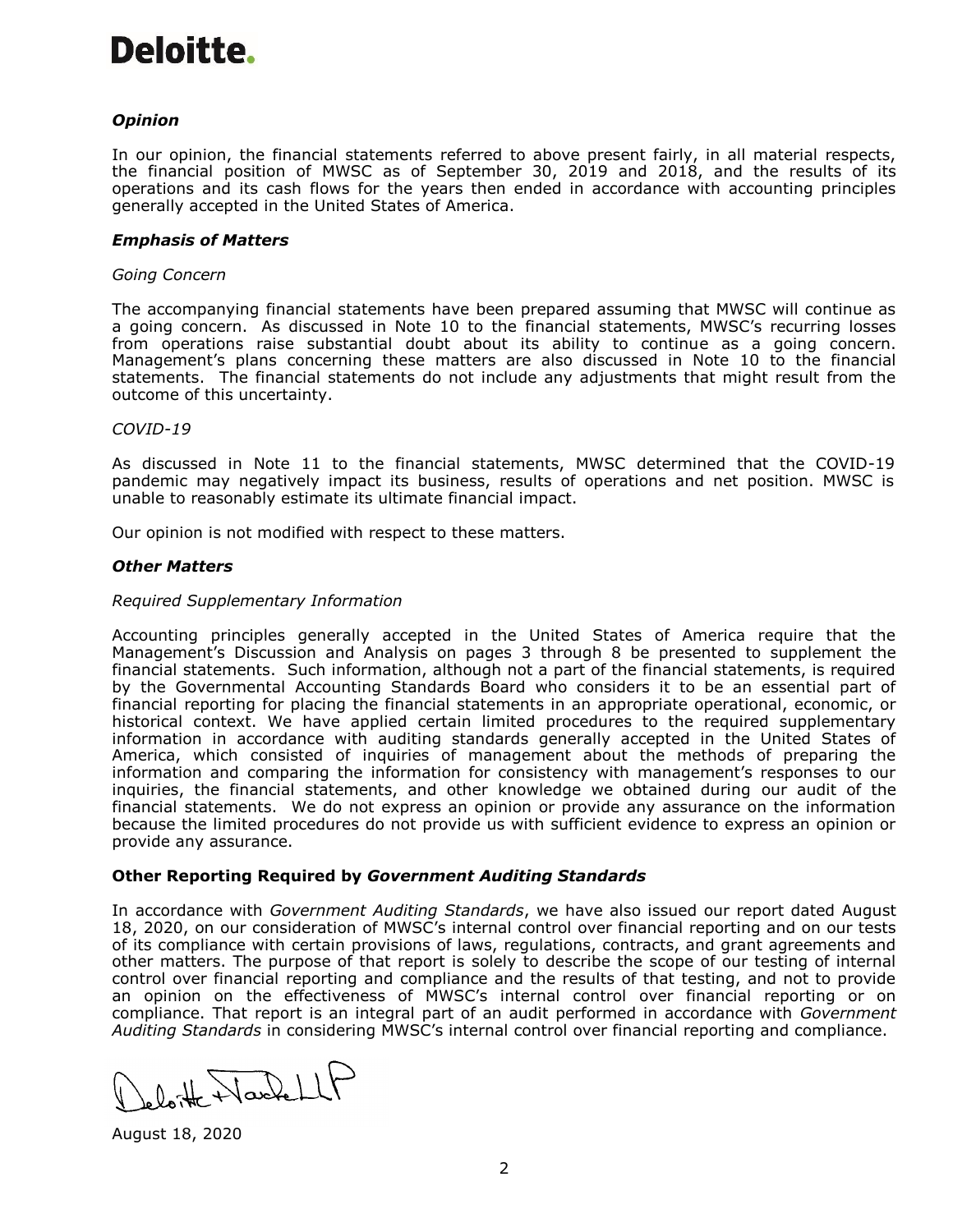**Deloitte.**

### *Opinion*

In our opinion, the financial statements referred to above present fairly, in all material respects, the financial position of MWSC as of September 30, 2019 and 2018, and the results of its operations and its cash flows for the years then ended in accordance with accounting principles generally accepted in the United States of America.

### *Emphasis of Matters*

*Going Concern*

The accompanying financial statements have been prepared assuming that MWSC will continue as a going concern. As discussed in Note 10 to the financial statements, MWSC's recurring losses from operations raise substantial doubt about its ability to continue as a going concern. Management's plans concerning these matters are also discussed in Note 10 to the financial statements. The financial statements do not include any adjustments that might result from the outcome of this uncertainty.

*COVID-19*

As discussed in Note 11 to the financial statements, MWSC determined that the COVID-19 pandemic may negatively impact its business, results of operations and net position. MWSC is unable to reasonably estimate its ultimate financial impact.

Our opinion is not modified with respect to these matters.

### *Other Matters*

*Required Supplementary Information*

Accounting principles generally accepted in the United States of America require that the Management's Discussion and Analysis on pages 3 through 8 be presented to supplement the financial statements. Such information, although not a part of the financial statements, is required by the Governmental Accounting Standards Board who considers it to be an essential part of financial reporting for placing the financial statements in an appropriate operational, economic, or historical context. We have applied certain limited procedures to the required supplementary information in accordance with auditing standards generally accepted in the United States of America, which consisted of inquiries of management about the methods of preparing the information and comparing the information for consistency with management's responses to our inquiries, the financial statements, and other knowledge we obtained during our audit of the financial statements. We do not express an opinion or provide any assurance on the information because the limited procedures do not provide us with sufficient evidence to express an opinion or provide any assurance.

### Other Reporting Required by *Government Auditing Standards*

In accordance with *Government Auditing Standards*, we have also issued our report dated August 18, 2020, on our consideration of MWSC's internal control over financial reporting and on our tests of its compliance with certain provisions of laws, regulations, contracts, and grant agreements and other matters. The purpose of that report is solely to describe the scope of our testing of internal control over financial reporting and compliance and the results of that testing, and not to provide an opinion on the effectiveness of MWSC's internal control over financial reporting or on compliance. That report is an integral part of an audit performed in accordance with *Government Auditing Standards* in considering MWSC's internal control over financial reporting and compliance.

Deloitte & Touche LLP

August 18, 2020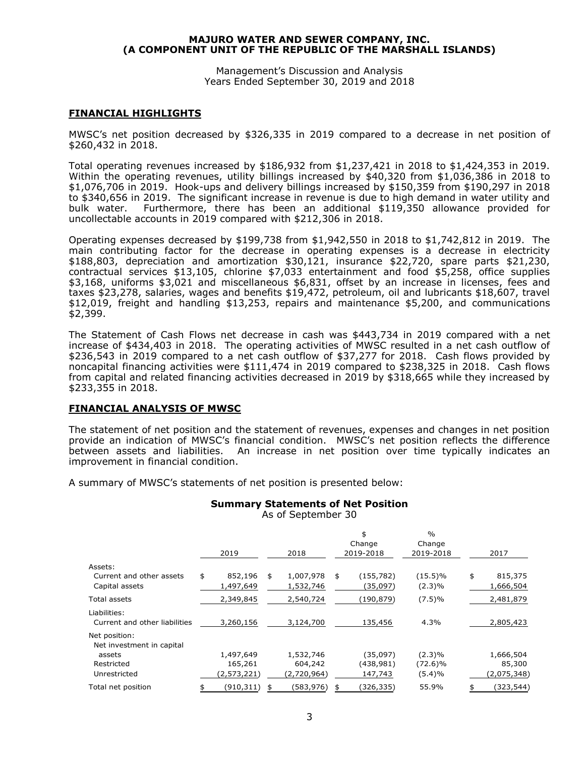**MAJURO WATER AND SEWER COMPANY, INC.**
**(A COMPONENT UNIT OF THE REPUBLIC OF THE MARSHALL ISLANDS)**

Management's Discussion and Analysis
Years Ended September 30, 2019 and 2018

## FINANCIAL HIGHLIGHTS

MWSC's net position decreased by $326,335 in 2019 compared to a decrease in net position of $260,432 in 2018.

Total operating revenues increased by $186,932 from $1,237,421 in 2018 to $1,424,353 in 2019. Within the operating revenues, utility billings increased by $40,320 from $1,036,386 in 2018 to $1,076,706 in 2019. Hook-ups and delivery billings increased by $150,359 from $190,297 in 2018 to $340,656 in 2019. The significant increase in revenue is due to high demand in water utility and bulk water. Furthermore, there has been an additional $119,350 allowance provided for uncollectable accounts in 2019 compared with $212,306 in 2018.

Operating expenses decreased by $199,738 from $1,942,550 in 2018 to $1,742,812 in 2019. The main contributing factor for the decrease in operating expenses is a decrease in electricity $188,803, depreciation and amortization $30,121, insurance $22,720, spare parts $21,230, contractual services $13,105, chlorine $7,033 entertainment and food $5,258, office supplies $3,168, uniforms $3,021 and miscellaneous $6,831, offset by an increase in licenses, fees and taxes $23,278, salaries, wages and benefits $19,472, petroleum, oil and lubricants $18,607, travel $12,019, freight and handling $13,253, repairs and maintenance $5,200, and communications $2,399.

The Statement of Cash Flows net decrease in cash was $443,734 in 2019 compared with a net increase of $434,403 in 2018. The operating activities of MWSC resulted in a net cash outflow of $236,543 in 2019 compared to a net cash outflow of $37,277 for 2018. Cash flows provided by noncapital financing activities were $111,474 in 2019 compared to $238,325 in 2018. Cash flows from capital and related financing activities decreased in 2019 by $318,665 while they increased by $233,355 in 2018.

## FINANCIAL ANALYSIS OF MWSC

The statement of net position and the statement of revenues, expenses and changes in net position provide an indication of MWSC's financial condition. MWSC's net position reflects the difference between assets and liabilities. An increase in net position over time typically indicates an improvement in financial condition.

A summary of MWSC's statements of net position is presented below:

### Summary Statements of Net Position

As of September 30

| | 2019 | 2018 | $ Change 2019-2018 | % Change 2019-2018 | 2017 |
|---|---|---|---|---|---|
| Assets: | | | | | |
| Current and other assets | $ 852,196 | $ 1,007,978 | $ (155,782) | (15.5)% | $ 815,375 |
| Capital assets | 1,497,649 | 1,532,746 | (35,097) | (2.3)% | 1,666,504 |
| Total assets | 2,349,845 | 2,540,724 | (190,879) | (7.5)% | 2,481,879 |
| Liabilities: | | | | | |
| Current and other liabilities | 3,260,156 | 3,124,700 | 135,456 | 4.3% | 2,805,423 |
| Net position: | | | | | |
| Net investment in capital assets | 1,497,649 | 1,532,746 | (35,097) | (2.3)% | 1,666,504 |
| Restricted | 165,261 | 604,242 | (438,981) | (72.6)% | 85,300 |
| Unrestricted | (2,573,221) | (2,720,964) | 147,743 | (5.4)% | (2,075,348) |
| Total net position | $ (910,311) | $ (583,976) | $ (326,335) | 55.9% | $ (323,544) |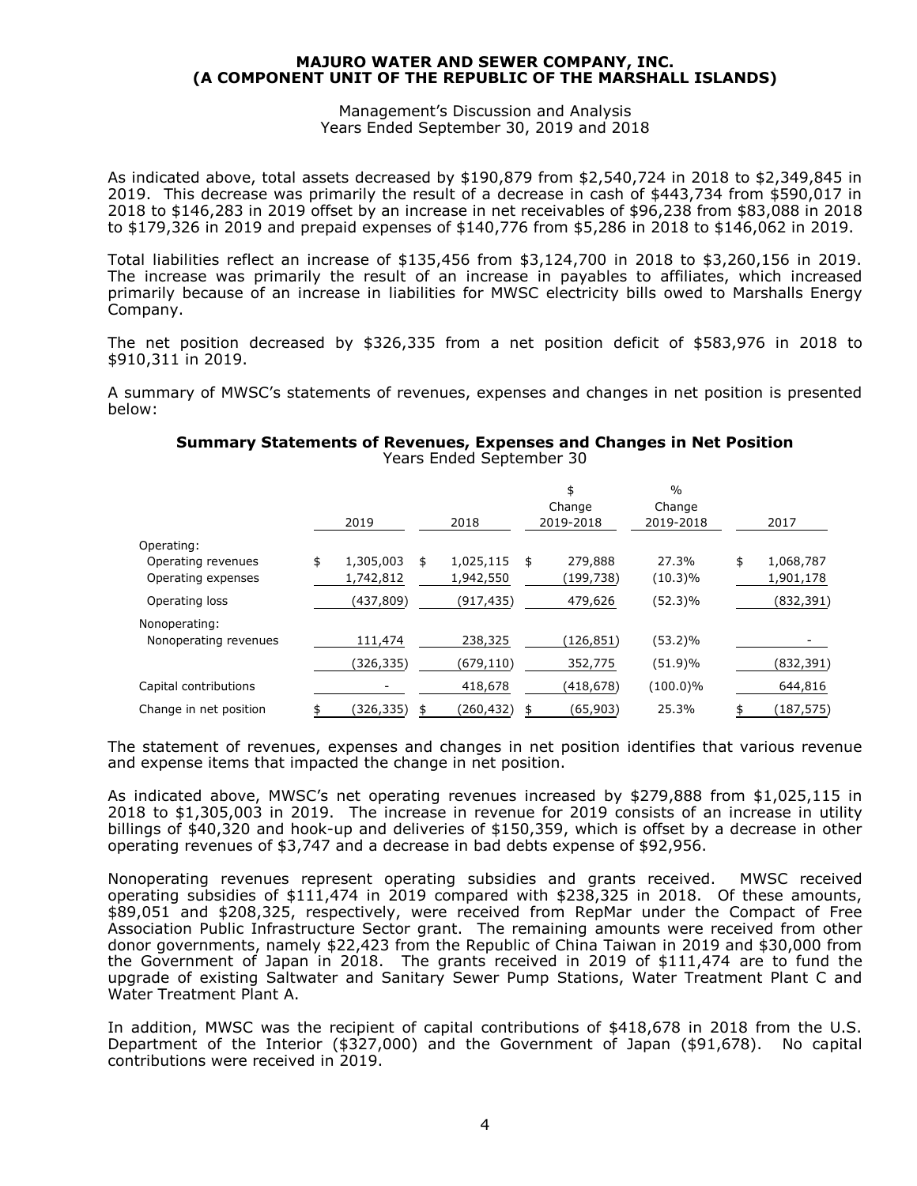As indicated above, total assets decreased by $190,879 from $2,540,724 in 2018 to $2,349,845 in 2019. This decrease was primarily the result of a decrease in cash of $443,734 from $590,017 in 2018 to $146,283 in 2019 offset by an increase in net receivables of $96,238 from $83,088 in 2018 to $179,326 in 2019 and prepaid expenses of $140,776 from $5,286 in 2018 to $146,062 in 2019.

Total liabilities reflect an increase of $135,456 from $3,124,700 in 2018 to $3,260,156 in 2019. The increase was primarily the result of an increase in payables to affiliates, which increased primarily because of an increase in liabilities for MWSC electricity bills owed to Marshalls Energy Company.

The net position decreased by $326,335 from a net position deficit of $583,976 in 2018 to $910,311 in 2019.

A summary of MWSC's statements of revenues, expenses and changes in net position is presented below:

**Summary Statements of Revenues, Expenses and Changes in Net Position**
Years Ended September 30

| | 2019 | 2018 | $ Change 2019-2018 | % Change 2019-2018 | 2017 |
|---|---|---|---|---|---|
| Operating: | | | | | |
| Operating revenues | $ 1,305,003 | $ 1,025,115 | $ 279,888 | 27.3% | $ 1,068,787 |
| Operating expenses | 1,742,812 | 1,942,550 | (199,738) | (10.3)% | 1,901,178 |
| Operating loss | (437,809) | (917,435) | 479,626 | (52.3)% | (832,391) |
| Nonoperating: | | | | | |
| Nonoperating revenues | 111,474 | 238,325 | (126,851) | (53.2)% | - |
| | (326,335) | (679,110) | 352,775 | (51.9)% | (832,391) |
| Capital contributions | - | 418,678 | (418,678) | (100.0)% | 644,816 |
| Change in net position | $ (326,335) | $ (260,432) | $ (65,903) | 25.3% | $ (187,575) |

The statement of revenues, expenses and changes in net position identifies that various revenue and expense items that impacted the change in net position.

As indicated above, MWSC's net operating revenues increased by $279,888 from $1,025,115 in 2018 to $1,305,003 in 2019. The increase in revenue for 2019 consists of an increase in utility billings of $40,320 and hook-up and deliveries of $150,359, which is offset by a decrease in other operating revenues of $3,747 and a decrease in bad debts expense of $92,956.

Nonoperating revenues represent operating subsidies and grants received. MWSC received operating subsidies of $111,474 in 2019 compared with $238,325 in 2018. Of these amounts, $89,051 and $208,325, respectively, were received from RepMar under the Compact of Free Association Public Infrastructure Sector grant. The remaining amounts were received from other donor governments, namely $22,423 from the Republic of China Taiwan in 2019 and $30,000 from the Government of Japan in 2018. The grants received in 2019 of $111,474 are to fund the upgrade of existing Saltwater and Sanitary Sewer Pump Stations, Water Treatment Plant C and Water Treatment Plant A.

In addition, MWSC was the recipient of capital contributions of $418,678 in 2018 from the U.S. Department of the Interior ($327,000) and the Government of Japan ($91,678). No capital contributions were received in 2019.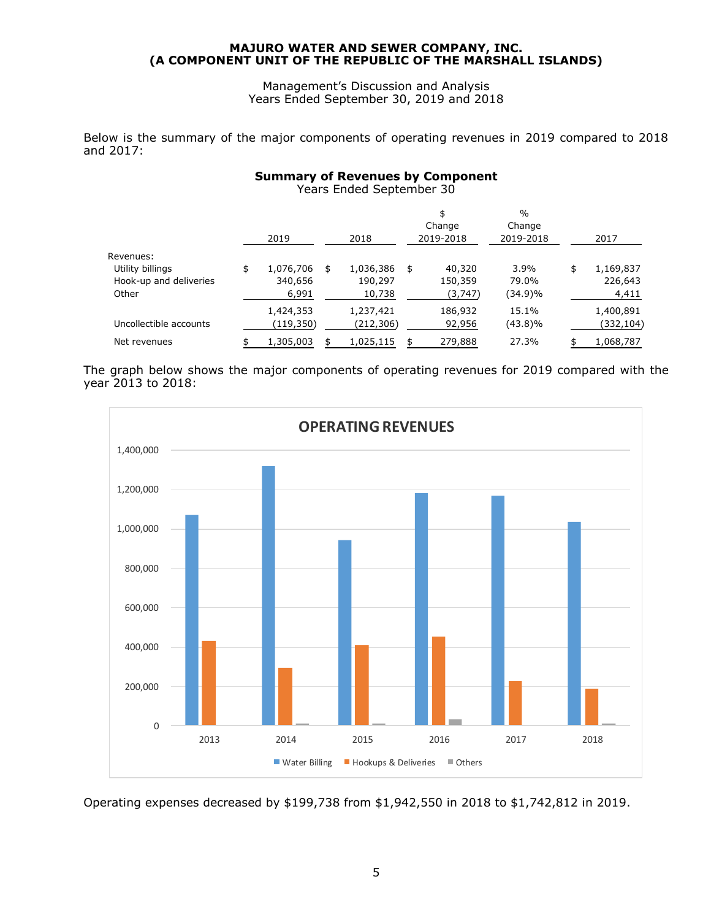# MAJURO WATER AND SEWER COMPANY, INC.
# (A COMPONENT UNIT OF THE REPUBLIC OF THE MARSHALL ISLANDS)

Management's Discussion and Analysis
Years Ended September 30, 2019 and 2018

Below is the summary of the major components of operating revenues in 2019 compared to 2018 and 2017:

**Summary of Revenues by Component**
Years Ended September 30

| | 2019 | 2018 | $ Change 2019-2018 | % Change 2019-2018 | 2017 |
|---|---|---|---|---|---|
| Revenues: | | | | | |
| Utility billings | $ 1,076,706 | $ 1,036,386 | $ 40,320 | 3.9% | $ 1,169,837 |
| Hook-up and deliveries | 340,656 | 190,297 | 150,359 | 79.0% | 226,643 |
| Other | 6,991 | 10,738 | (3,747) | (34.9)% | 4,411 |
| | 1,424,353 | 1,237,421 | 186,932 | 15.1% | 1,400,891 |
| Uncollectible accounts | (119,350) | (212,306) | 92,956 | (43.8)% | (332,104) |
| Net revenues | $ 1,305,003 | $ 1,025,115 | $ 279,888 | 27.3% | $ 1,068,787 |

The graph below shows the major components of operating revenues for 2019 compared with the year 2013 to 2018:

**OPERATING REVENUES**

Legend: Water Billing, Hookups & Deliveries, Others (years 2013–2018)

Operating expenses decreased by $199,738 from $1,942,550 in 2018 to $1,742,812 in 2019.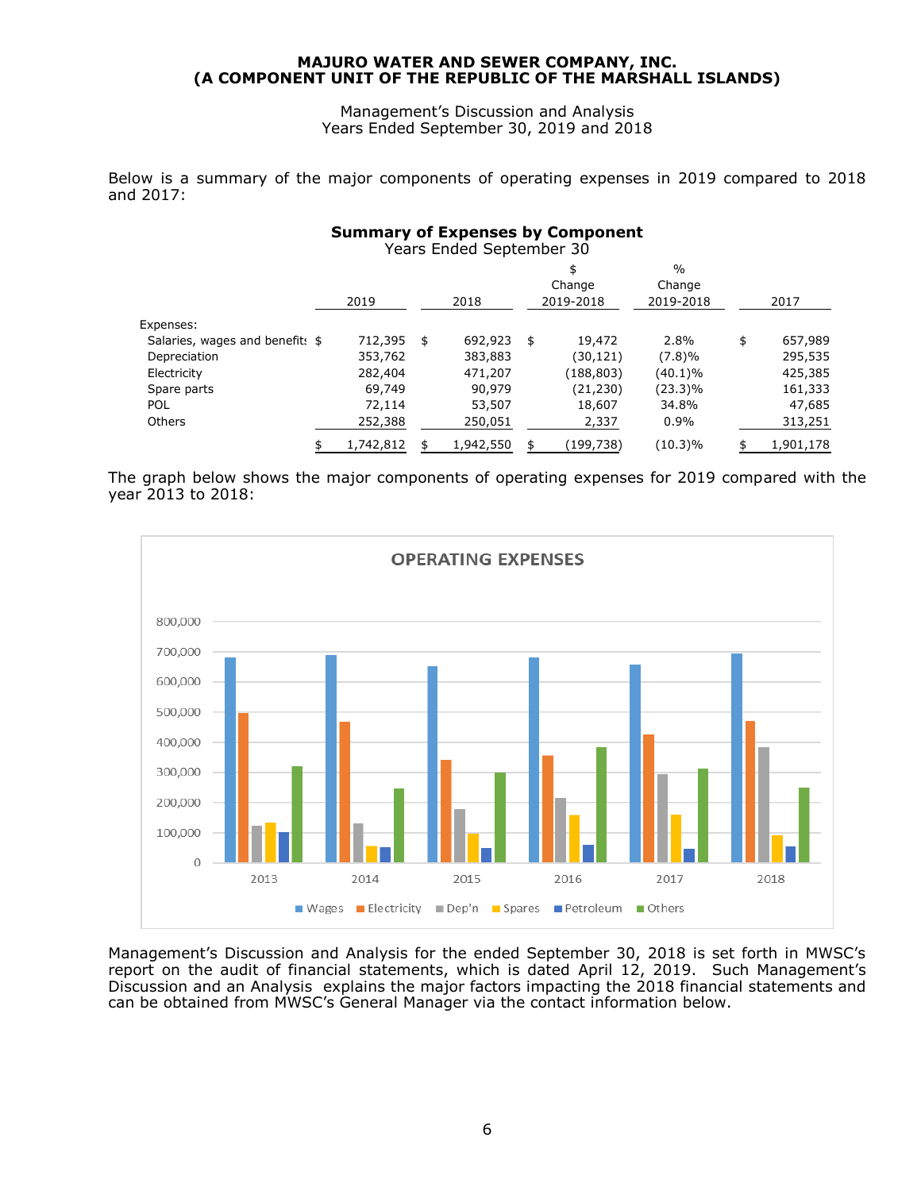Below is a summary of the major components of operating expenses in 2019 compared to 2018 and 2017:

**Summary of Expenses by Component**
Years Ended September 30

| | 2019 | 2018 | $ Change 2019-2018 | % Change 2019-2018 | 2017 |
|---|---|---|---|---|---|
| Expenses: | | | | | |
| Salaries, wages and benefits | $ 712,395 | $ 692,923 | $ 19,472 | 2.8% | $ 657,989 |
| Depreciation | 353,762 | 383,883 | (30,121) | (7.8)% | 295,535 |
| Electricity | 282,404 | 471,207 | (188,803) | (40.1)% | 425,385 |
| Spare parts | 69,749 | 90,979 | (21,230) | (23.3)% | 161,333 |
| POL | 72,114 | 53,507 | 18,607 | 34.8% | 47,685 |
| Others | 252,388 | 250,051 | 2,337 | 0.9% | 313,251 |
| | $ 1,742,812 | $ 1,942,550 | $ (199,738) | (10.3)% | $ 1,901,178 |

The graph below shows the major components of operating expenses for 2019 compared with the year 2013 to 2018:

**OPERATING EXPENSES**

| | 2013 | 2014 | 2015 | 2016 | 2017 | 2018 |
|---|---|---|---|---|---|---|
| Wages | ~680,000 | ~690,000 | ~650,000 | ~680,000 | ~658,000 | ~693,000 |
| Electricity | ~497,000 | ~467,000 | ~340,000 | ~355,000 | ~425,000 | ~471,000 |
| Dep'n | ~122,000 | ~130,000 | ~178,000 | ~215,000 | ~295,000 | ~384,000 |
| Spares | ~133,000 | ~55,000 | ~97,000 | ~158,000 | ~161,000 | ~91,000 |
| Petroleum | ~102,000 | ~52,000 | ~49,000 | ~59,000 | ~48,000 | ~54,000 |
| Others | ~320,000 | ~245,000 | ~298,000 | ~383,000 | ~313,000 | ~250,000 |

Management's Discussion and Analysis for the ended September 30, 2018 is set forth in MWSC's report on the audit of financial statements, which is dated April 12, 2019. Such Management's Discussion and an Analysis explains the major factors impacting the 2018 financial statements and can be obtained from MWSC's General Manager via the contact information below.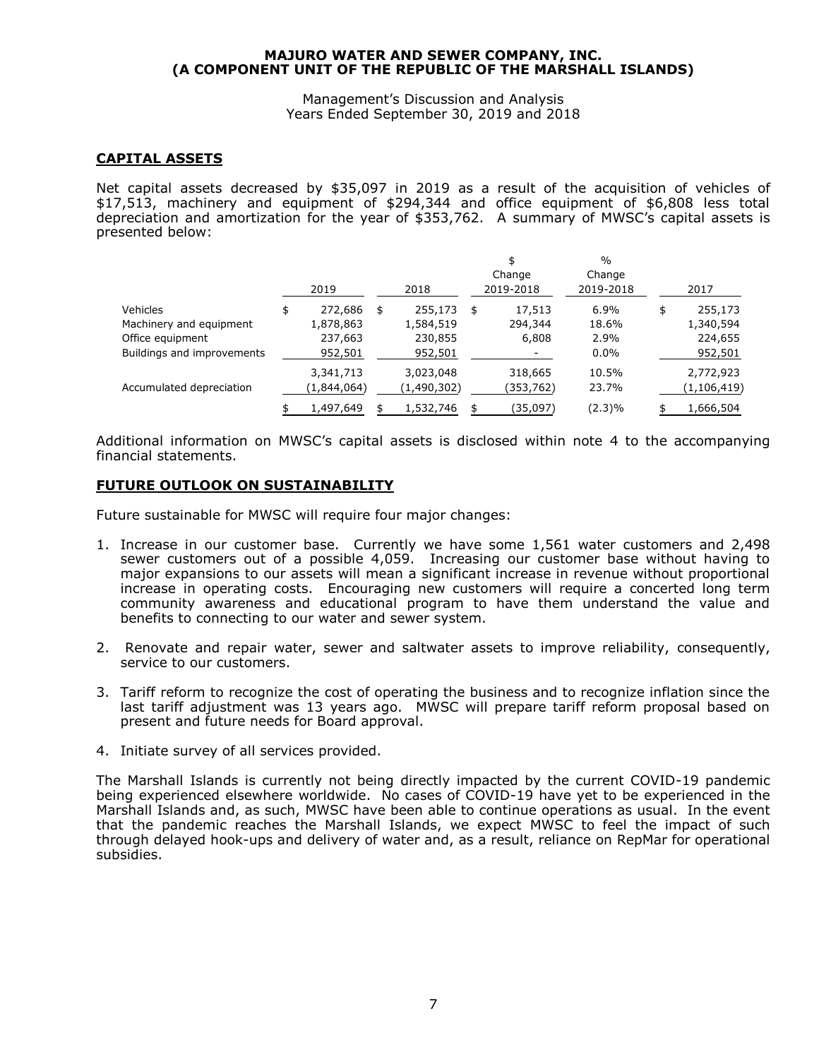## CAPITAL ASSETS

Net capital assets decreased by $35,097 in 2019 as a result of the acquisition of vehicles of $17,513, machinery and equipment of $294,344 and office equipment of $6,808 less total depreciation and amortization for the year of $353,762. A summary of MWSC's capital assets is presented below:

| | 2019 | 2018 | $ Change 2019-2018 | % Change 2019-2018 | 2017 |
|---|---|---|---|---|---|
| Vehicles | $ 272,686 | $ 255,173 | $ 17,513 | 6.9% | $ 255,173 |
| Machinery and equipment | 1,878,863 | 1,584,519 | 294,344 | 18.6% | 1,340,594 |
| Office equipment | 237,663 | 230,855 | 6,808 | 2.9% | 224,655 |
| Buildings and improvements | 952,501 | 952,501 | - | 0.0% | 952,501 |
| | 3,341,713 | 3,023,048 | 318,665 | 10.5% | 2,772,923 |
| Accumulated depreciation | (1,844,064) | (1,490,302) | (353,762) | 23.7% | (1,106,419) |
| | $ 1,497,649 | $ 1,532,746 | $ (35,097) | (2.3)% | $ 1,666,504 |

Additional information on MWSC's capital assets is disclosed within note 4 to the accompanying financial statements.

## FUTURE OUTLOOK ON SUSTAINABILITY

Future sustainable for MWSC will require four major changes:

1. Increase in our customer base. Currently we have some 1,561 water customers and 2,498 sewer customers out of a possible 4,059. Increasing our customer base without having to major expansions to our assets will mean a significant increase in revenue without proportional increase in operating costs. Encouraging new customers will require a concerted long term community awareness and educational program to have them understand the value and benefits to connecting to our water and sewer system.

2. Renovate and repair water, sewer and saltwater assets to improve reliability, consequently, service to our customers.

3. Tariff reform to recognize the cost of operating the business and to recognize inflation since the last tariff adjustment was 13 years ago. MWSC will prepare tariff reform proposal based on present and future needs for Board approval.

4. Initiate survey of all services provided.

The Marshall Islands is currently not being directly impacted by the current COVID-19 pandemic being experienced elsewhere worldwide. No cases of COVID-19 have yet to be experienced in the Marshall Islands and, as such, MWSC have been able to continue operations as usual. In the event that the pandemic reaches the Marshall Islands, we expect MWSC to feel the impact of such through delayed hook-ups and delivery of water and, as a result, reliance on RepMar for operational subsidies.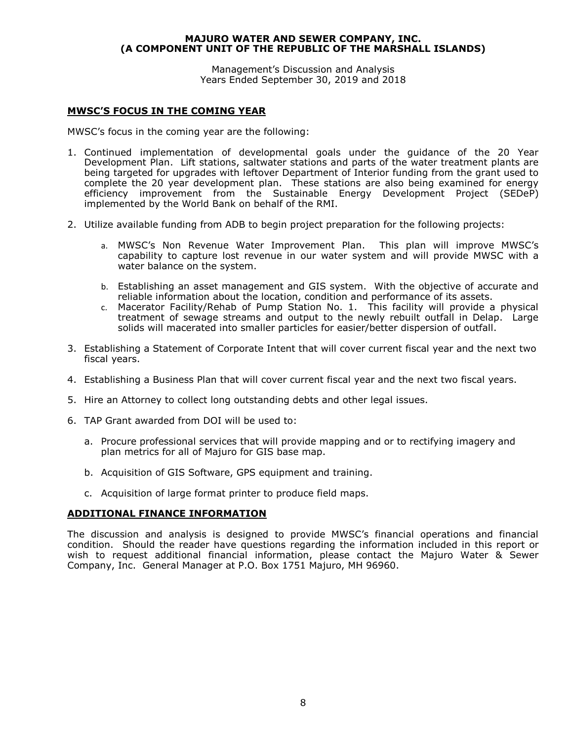## MWSC'S FOCUS IN THE COMING YEAR

MWSC's focus in the coming year are the following:

1. Continued implementation of developmental goals under the guidance of the 20 Year Development Plan. Lift stations, saltwater stations and parts of the water treatment plants are being targeted for upgrades with leftover Department of Interior funding from the grant used to complete the 20 year development plan. These stations are also being examined for energy efficiency improvement from the Sustainable Energy Development Project (SEDeP) implemented by the World Bank on behalf of the RMI.

2. Utilize available funding from ADB to begin project preparation for the following projects:

   a. MWSC's Non Revenue Water Improvement Plan. This plan will improve MWSC's capability to capture lost revenue in our water system and will provide MWSC with a water balance on the system.

   b. Establishing an asset management and GIS system. With the objective of accurate and reliable information about the location, condition and performance of its assets.

   c. Macerator Facility/Rehab of Pump Station No. 1. This facility will provide a physical treatment of sewage streams and output to the newly rebuilt outfall in Delap. Large solids will macerated into smaller particles for easier/better dispersion of outfall.

3. Establishing a Statement of Corporate Intent that will cover current fiscal year and the next two fiscal years.

4. Establishing a Business Plan that will cover current fiscal year and the next two fiscal years.

5. Hire an Attorney to collect long outstanding debts and other legal issues.

6. TAP Grant awarded from DOI will be used to:

   a. Procure professional services that will provide mapping and or to rectifying imagery and plan metrics for all of Majuro for GIS base map.

   b. Acquisition of GIS Software, GPS equipment and training.

   c. Acquisition of large format printer to produce field maps.

## ADDITIONAL FINANCE INFORMATION

The discussion and analysis is designed to provide MWSC's financial operations and financial condition. Should the reader have questions regarding the information included in this report or wish to request additional financial information, please contact the Majuro Water & Sewer Company, Inc. General Manager at P.O. Box 1751 Majuro, MH 96960.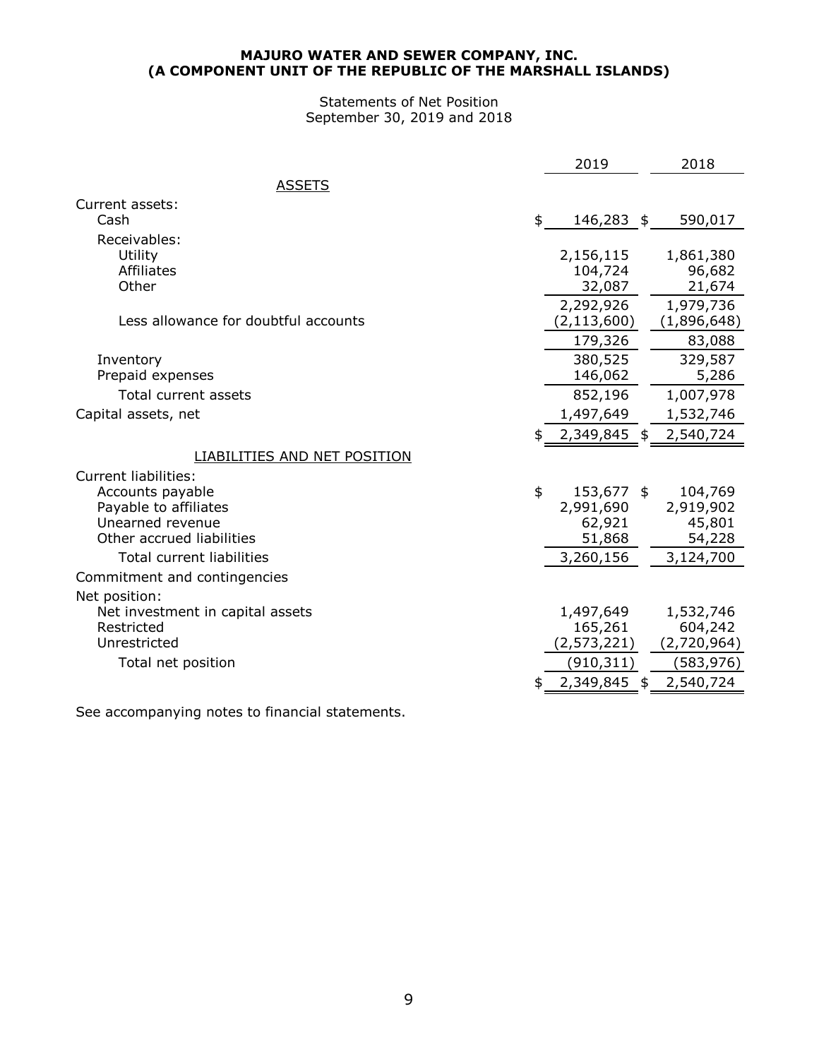**MAJURO WATER AND SEWER COMPANY, INC.**
**(A COMPONENT UNIT OF THE REPUBLIC OF THE MARSHALL ISLANDS)**

Statements of Net Position
September 30, 2019 and 2018

| | 2019 | 2018 |
|---|---|---|
| ASSETS | | |
| Current assets: | | |
| Cash | $ 146,283 | $ 590,017 |
| Receivables: | | |
| Utility | 2,156,115 | 1,861,380 |
| Affiliates | 104,724 | 96,682 |
| Other | 32,087 | 21,674 |
| | 2,292,926 | 1,979,736 |
| Less allowance for doubtful accounts | (2,113,600) | (1,896,648) |
| | 179,326 | 83,088 |
| Inventory | 380,525 | 329,587 |
| Prepaid expenses | 146,062 | 5,286 |
| Total current assets | 852,196 | 1,007,978 |
| Capital assets, net | 1,497,649 | 1,532,746 |
| | $ 2,349,845 | $ 2,540,724 |
| LIABILITIES AND NET POSITION | | |
| Current liabilities: | | |
| Accounts payable | $ 153,677 | $ 104,769 |
| Payable to affiliates | 2,991,690 | 2,919,902 |
| Unearned revenue | 62,921 | 45,801 |
| Other accrued liabilities | 51,868 | 54,228 |
| Total current liabilities | 3,260,156 | 3,124,700 |
| Commitment and contingencies | | |
| Net position: | | |
| Net investment in capital assets | 1,497,649 | 1,532,746 |
| Restricted | 165,261 | 604,242 |
| Unrestricted | (2,573,221) | (2,720,964) |
| Total net position | (910,311) | (583,976) |
| | $ 2,349,845 | $ 2,540,724 |

See accompanying notes to financial statements.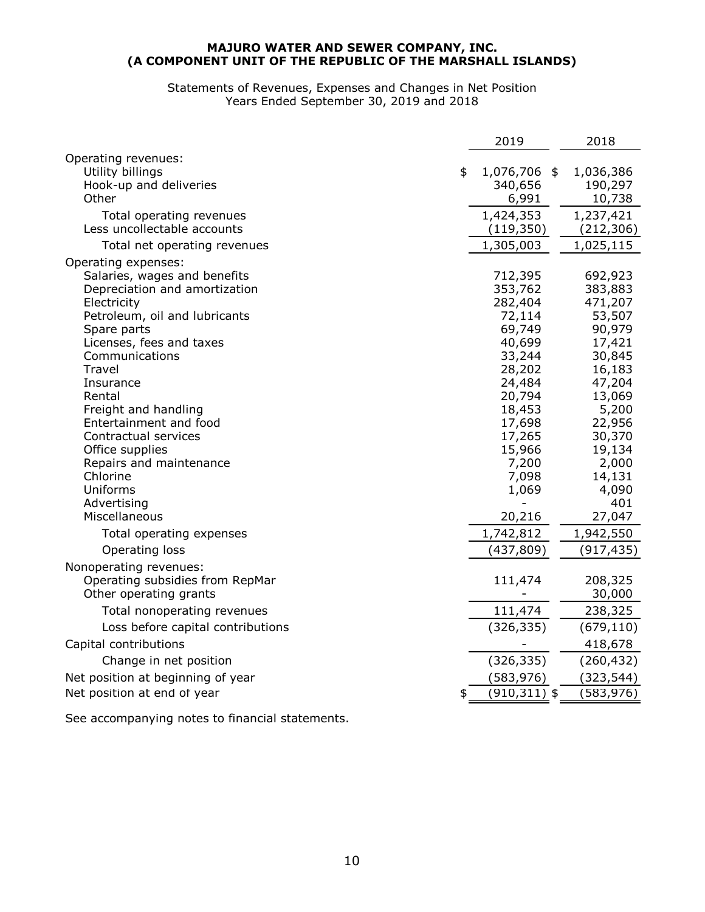**MAJURO WATER AND SEWER COMPANY, INC.**
**(A COMPONENT UNIT OF THE REPUBLIC OF THE MARSHALL ISLANDS)**

Statements of Revenues, Expenses and Changes in Net Position
Years Ended September 30, 2019 and 2018

| | 2019 | 2018 |
|---|---|---|
| Operating revenues: | | |
| Utility billings | $ 1,076,706 | $ 1,036,386 |
| Hook-up and deliveries | 340,656 | 190,297 |
| Other | 6,991 | 10,738 |
| Total operating revenues | 1,424,353 | 1,237,421 |
| Less uncollectable accounts | (119,350) | (212,306) |
| Total net operating revenues | 1,305,003 | 1,025,115 |
| Operating expenses: | | |
| Salaries, wages and benefits | 712,395 | 692,923 |
| Depreciation and amortization | 353,762 | 383,883 |
| Electricity | 282,404 | 471,207 |
| Petroleum, oil and lubricants | 72,114 | 53,507 |
| Spare parts | 69,749 | 90,979 |
| Licenses, fees and taxes | 40,699 | 17,421 |
| Communications | 33,244 | 30,845 |
| Travel | 28,202 | 16,183 |
| Insurance | 24,484 | 47,204 |
| Rental | 20,794 | 13,069 |
| Freight and handling | 18,453 | 5,200 |
| Entertainment and food | 17,698 | 22,956 |
| Contractual services | 17,265 | 30,370 |
| Office supplies | 15,966 | 19,134 |
| Repairs and maintenance | 7,200 | 2,000 |
| Chlorine | 7,098 | 14,131 |
| Uniforms | 1,069 | 4,090 |
| Advertising | - | 401 |
| Miscellaneous | 20,216 | 27,047 |
| Total operating expenses | 1,742,812 | 1,942,550 |
| Operating loss | (437,809) | (917,435) |
| Nonoperating revenues: | | |
| Operating subsidies from RepMar | 111,474 | 208,325 |
| Other operating grants | - | 30,000 |
| Total nonoperating revenues | 111,474 | 238,325 |
| Loss before capital contributions | (326,335) | (679,110) |
| Capital contributions | - | 418,678 |
| Change in net position | (326,335) | (260,432) |
| Net position at beginning of year | (583,976) | (323,544) |
| Net position at end of year | $ (910,311) | $ (583,976) |

See accompanying notes to financial statements.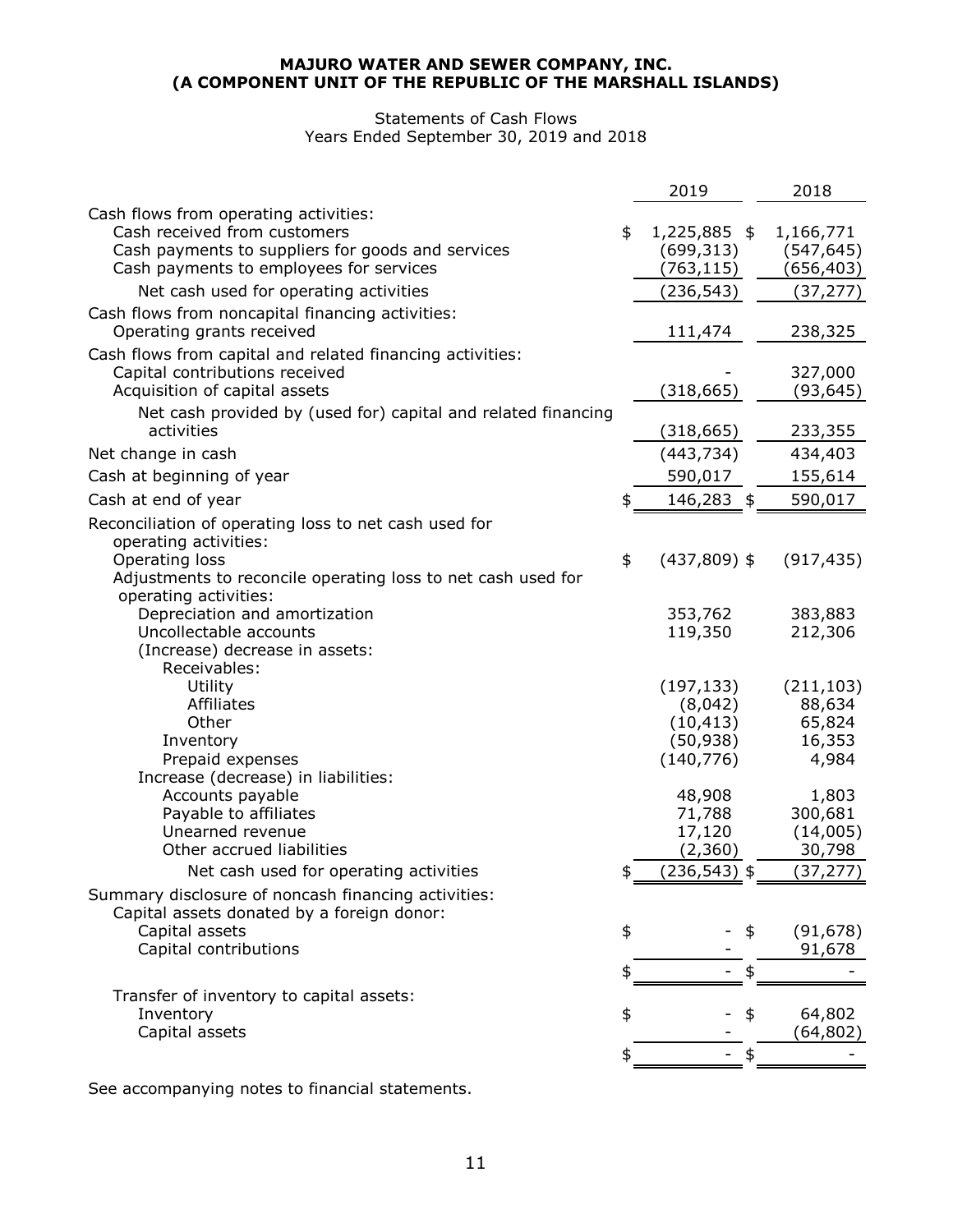**MAJURO WATER AND SEWER COMPANY, INC.**
**(A COMPONENT UNIT OF THE REPUBLIC OF THE MARSHALL ISLANDS)**

Statements of Cash Flows
Years Ended September 30, 2019 and 2018

| | 2019 | 2018 |
|---|---|---|
| Cash flows from operating activities: | | |
| Cash received from customers | $ 1,225,885 | $ 1,166,771 |
| Cash payments to suppliers for goods and services | (699,313) | (547,645) |
| Cash payments to employees for services | (763,115) | (656,403) |
| Net cash used for operating activities | (236,543) | (37,277) |
| Cash flows from noncapital financing activities: | | |
| Operating grants received | 111,474 | 238,325 |
| Cash flows from capital and related financing activities: | | |
| Capital contributions received | - | 327,000 |
| Acquisition of capital assets | (318,665) | (93,645) |
| Net cash provided by (used for) capital and related financing activities | (318,665) | 233,355 |
| Net change in cash | (443,734) | 434,403 |
| Cash at beginning of year | 590,017 | 155,614 |
| Cash at end of year | $ 146,283 | $ 590,017 |
| Reconciliation of operating loss to net cash used for operating activities: | | |
| Operating loss | $ (437,809) | $ (917,435) |
| Adjustments to reconcile operating loss to net cash used for operating activities: | | |
| Depreciation and amortization | 353,762 | 383,883 |
| Uncollectable accounts | 119,350 | 212,306 |
| (Increase) decrease in assets: | | |
| Receivables: | | |
| Utility | (197,133) | (211,103) |
| Affiliates | (8,042) | 88,634 |
| Other | (10,413) | 65,824 |
| Inventory | (50,938) | 16,353 |
| Prepaid expenses | (140,776) | 4,984 |
| Increase (decrease) in liabilities: | | |
| Accounts payable | 48,908 | 1,803 |
| Payable to affiliates | 71,788 | 300,681 |
| Unearned revenue | 17,120 | (14,005) |
| Other accrued liabilities | (2,360) | 30,798 |
| Net cash used for operating activities | $ (236,543) | $ (37,277) |
| Summary disclosure of noncash financing activities: | | |
| Capital assets donated by a foreign donor: | | |
| Capital assets | $ - | $ (91,678) |
| Capital contributions | - | 91,678 |
| | $ - | $ - |
| Transfer of inventory to capital assets: | | |
| Inventory | $ - | $ 64,802 |
| Capital assets | - | (64,802) |
| | $ - | $ - |

See accompanying notes to financial statements.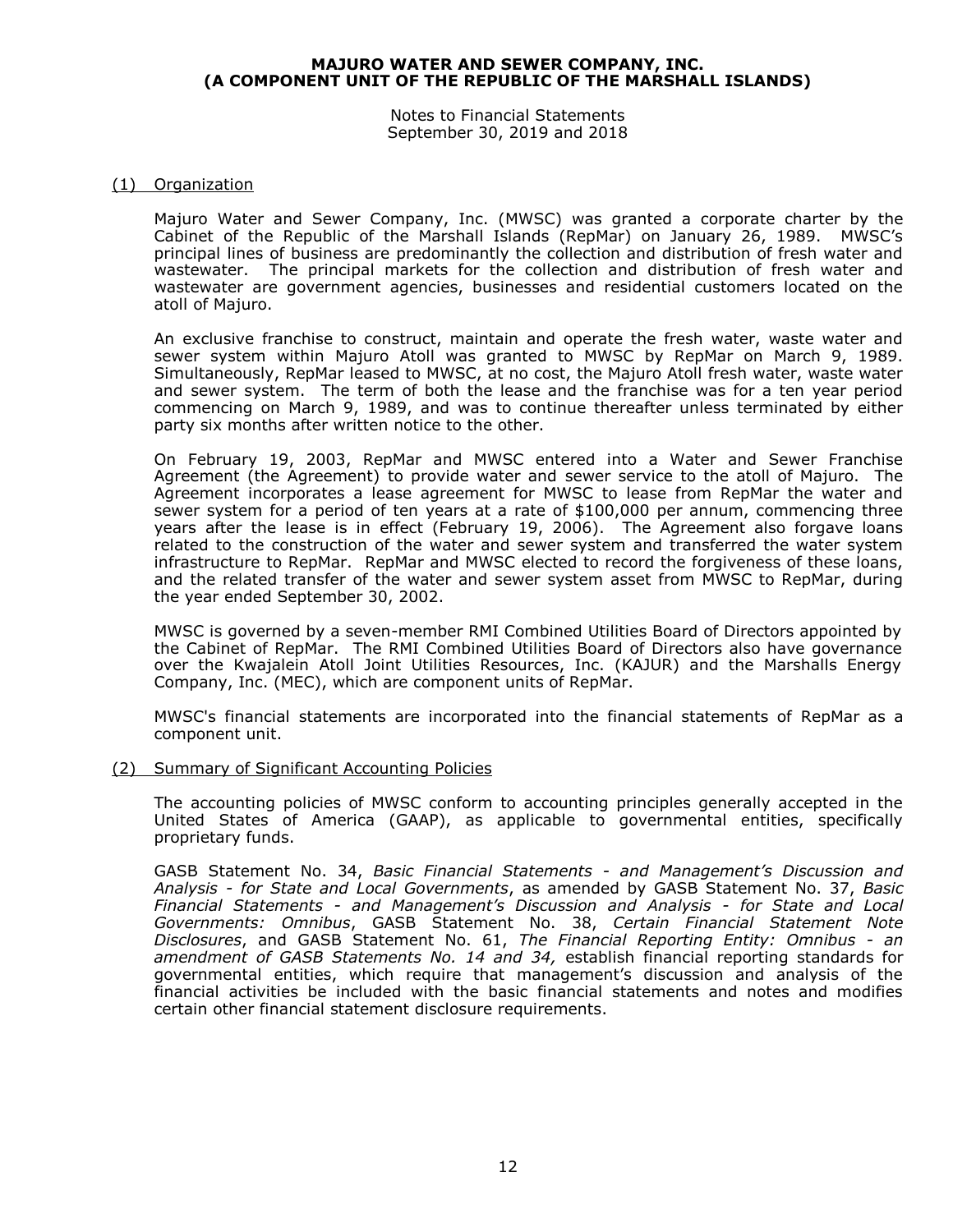# MAJURO WATER AND SEWER COMPANY, INC.
# (A COMPONENT UNIT OF THE REPUBLIC OF THE MARSHALL ISLANDS)

Notes to Financial Statements
September 30, 2019 and 2018

## (1) Organization

Majuro Water and Sewer Company, Inc. (MWSC) was granted a corporate charter by the Cabinet of the Republic of the Marshall Islands (RepMar) on January 26, 1989. MWSC's principal lines of business are predominantly the collection and distribution of fresh water and wastewater. The principal markets for the collection and distribution of fresh water and wastewater are government agencies, businesses and residential customers located on the atoll of Majuro.

An exclusive franchise to construct, maintain and operate the fresh water, waste water and sewer system within Majuro Atoll was granted to MWSC by RepMar on March 9, 1989. Simultaneously, RepMar leased to MWSC, at no cost, the Majuro Atoll fresh water, waste water and sewer system. The term of both the lease and the franchise was for a ten year period commencing on March 9, 1989, and was to continue thereafter unless terminated by either party six months after written notice to the other.

On February 19, 2003, RepMar and MWSC entered into a Water and Sewer Franchise Agreement (the Agreement) to provide water and sewer service to the atoll of Majuro. The Agreement incorporates a lease agreement for MWSC to lease from RepMar the water and sewer system for a period of ten years at a rate of $100,000 per annum, commencing three years after the lease is in effect (February 19, 2006). The Agreement also forgave loans related to the construction of the water and sewer system and transferred the water system infrastructure to RepMar. RepMar and MWSC elected to record the forgiveness of these loans, and the related transfer of the water and sewer system asset from MWSC to RepMar, during the year ended September 30, 2002.

MWSC is governed by a seven-member RMI Combined Utilities Board of Directors appointed by the Cabinet of RepMar. The RMI Combined Utilities Board of Directors also have governance over the Kwajalein Atoll Joint Utilities Resources, Inc. (KAJUR) and the Marshalls Energy Company, Inc. (MEC), which are component units of RepMar.

MWSC's financial statements are incorporated into the financial statements of RepMar as a component unit.

## (2) Summary of Significant Accounting Policies

The accounting policies of MWSC conform to accounting principles generally accepted in the United States of America (GAAP), as applicable to governmental entities, specifically proprietary funds.

GASB Statement No. 34, *Basic Financial Statements - and Management's Discussion and Analysis - for State and Local Governments*, as amended by GASB Statement No. 37, *Basic Financial Statements - and Management's Discussion and Analysis - for State and Local Governments: Omnibus*, GASB Statement No. 38, *Certain Financial Statement Note Disclosures*, and GASB Statement No. 61, *The Financial Reporting Entity: Omnibus - an amendment of GASB Statements No. 14 and 34,* establish financial reporting standards for governmental entities, which require that management's discussion and analysis of the financial activities be included with the basic financial statements and notes and modifies certain other financial statement disclosure requirements.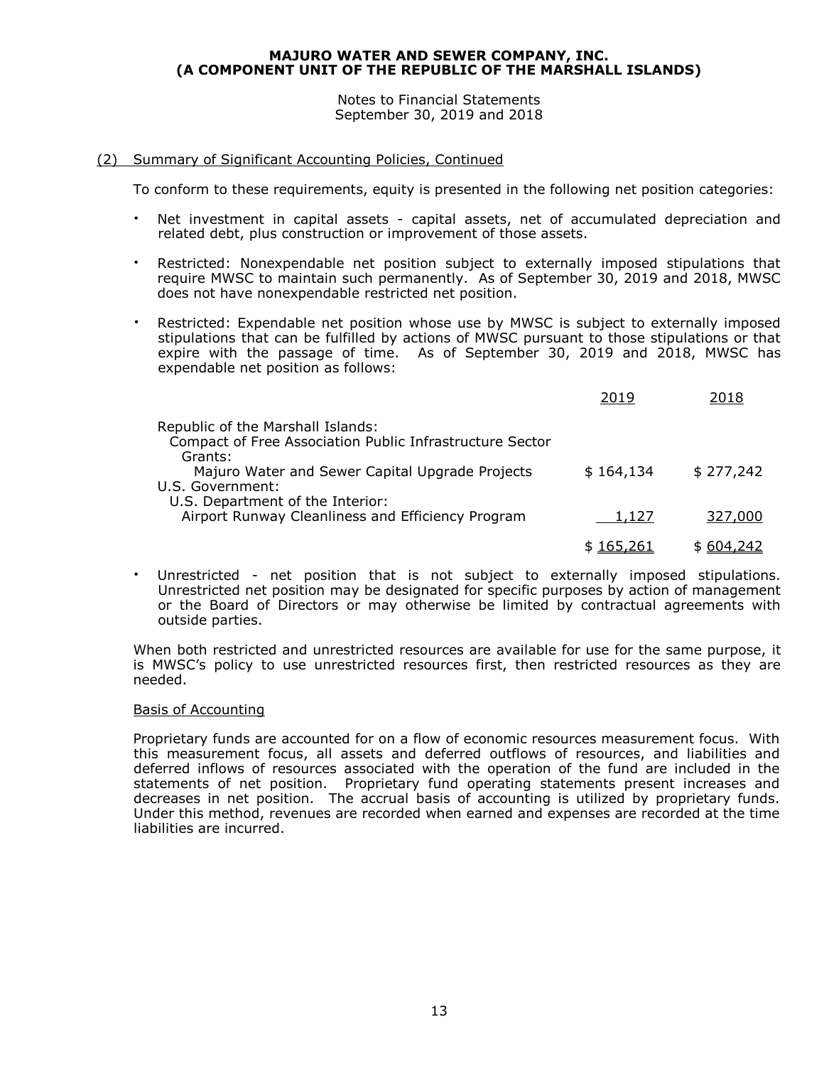## (2) Summary of Significant Accounting Policies, Continued

To conform to these requirements, equity is presented in the following net position categories:

- Net investment in capital assets - capital assets, net of accumulated depreciation and related debt, plus construction or improvement of those assets.
- Restricted: Nonexpendable net position subject to externally imposed stipulations that require MWSC to maintain such permanently. As of September 30, 2019 and 2018, MWSC does not have nonexpendable restricted net position.
- Restricted: Expendable net position whose use by MWSC is subject to externally imposed stipulations that can be fulfilled by actions of MWSC pursuant to those stipulations or that expire with the passage of time. As of September 30, 2019 and 2018, MWSC has expendable net position as follows:

| | 2019 | 2018 |
|---|---|---|
| Republic of the Marshall Islands: | | |
| Compact of Free Association Public Infrastructure Sector Grants: | | |
| Majuro Water and Sewer Capital Upgrade Projects | $ 164,134 | $ 277,242 |
| U.S. Government: | | |
| U.S. Department of the Interior: | | |
| Airport Runway Cleanliness and Efficiency Program | 1,127 | 327,000 |
| | $ 165,261 | $ 604,242 |

- Unrestricted - net position that is not subject to externally imposed stipulations. Unrestricted net position may be designated for specific purposes by action of management or the Board of Directors or may otherwise be limited by contractual agreements with outside parties.

When both restricted and unrestricted resources are available for use for the same purpose, it is MWSC's policy to use unrestricted resources first, then restricted resources as they are needed.

### Basis of Accounting

Proprietary funds are accounted for on a flow of economic resources measurement focus. With this measurement focus, all assets and deferred outflows of resources, and liabilities and deferred inflows of resources associated with the operation of the fund are included in the statements of net position. Proprietary fund operating statements present increases and decreases in net position. The accrual basis of accounting is utilized by proprietary funds. Under this method, revenues are recorded when earned and expenses are recorded at the time liabilities are incurred.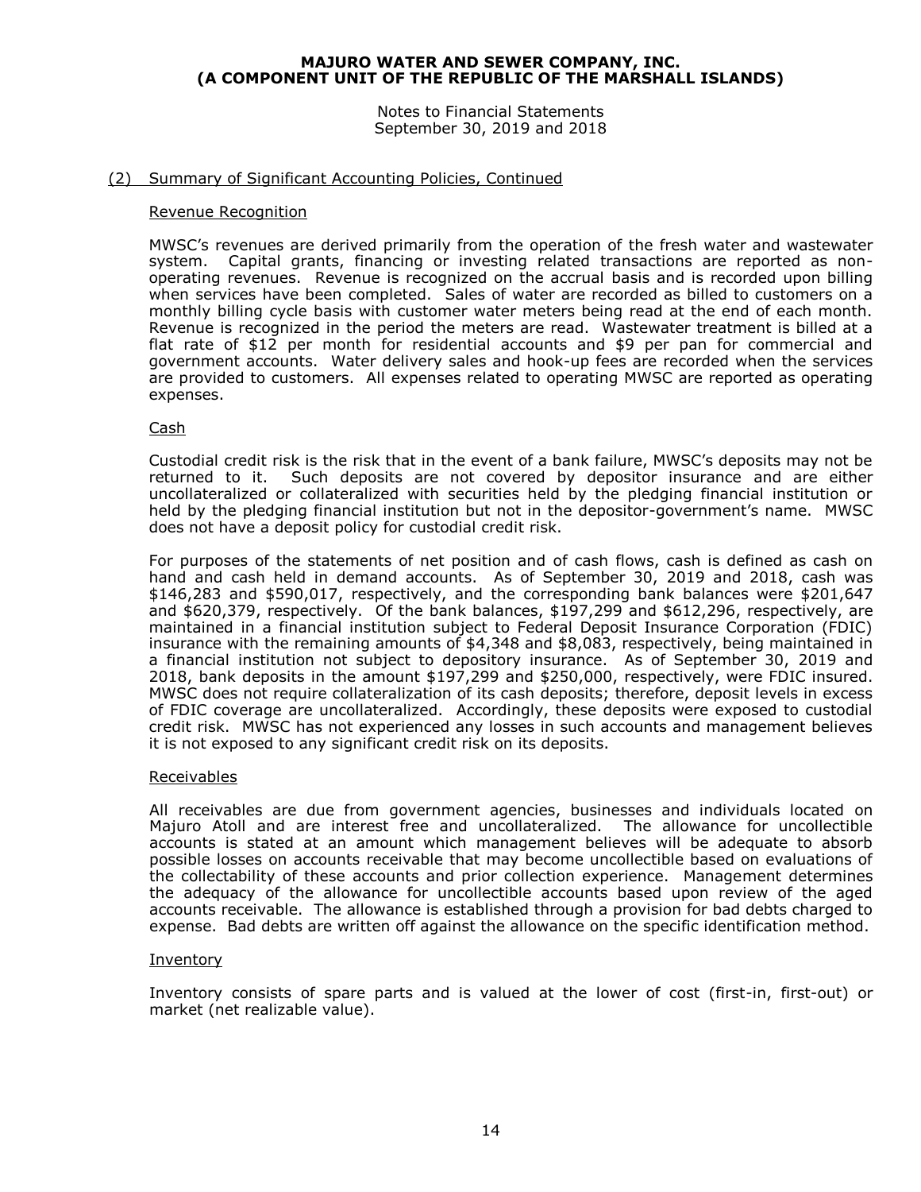## (2) Summary of Significant Accounting Policies, Continued

### Revenue Recognition

MWSC's revenues are derived primarily from the operation of the fresh water and wastewater system. Capital grants, financing or investing related transactions are reported as non-operating revenues. Revenue is recognized on the accrual basis and is recorded upon billing when services have been completed. Sales of water are recorded as billed to customers on a monthly billing cycle basis with customer water meters being read at the end of each month. Revenue is recognized in the period the meters are read. Wastewater treatment is billed at a flat rate of $12 per month for residential accounts and $9 per pan for commercial and government accounts. Water delivery sales and hook-up fees are recorded when the services are provided to customers. All expenses related to operating MWSC are reported as operating expenses.

### Cash

Custodial credit risk is the risk that in the event of a bank failure, MWSC's deposits may not be returned to it. Such deposits are not covered by depositor insurance and are either uncollateralized or collateralized with securities held by the pledging financial institution or held by the pledging financial institution but not in the depositor-government's name. MWSC does not have a deposit policy for custodial credit risk.

For purposes of the statements of net position and of cash flows, cash is defined as cash on hand and cash held in demand accounts. As of September 30, 2019 and 2018, cash was $146,283 and $590,017, respectively, and the corresponding bank balances were $201,647 and $620,379, respectively. Of the bank balances, $197,299 and $612,296, respectively, are maintained in a financial institution subject to Federal Deposit Insurance Corporation (FDIC) insurance with the remaining amounts of $4,348 and $8,083, respectively, being maintained in a financial institution not subject to depository insurance. As of September 30, 2019 and 2018, bank deposits in the amount $197,299 and $250,000, respectively, were FDIC insured. MWSC does not require collateralization of its cash deposits; therefore, deposit levels in excess of FDIC coverage are uncollateralized. Accordingly, these deposits were exposed to custodial credit risk. MWSC has not experienced any losses in such accounts and management believes it is not exposed to any significant credit risk on its deposits.

### Receivables

All receivables are due from government agencies, businesses and individuals located on Majuro Atoll and are interest free and uncollateralized. The allowance for uncollectible accounts is stated at an amount which management believes will be adequate to absorb possible losses on accounts receivable that may become uncollectible based on evaluations of the collectability of these accounts and prior collection experience. Management determines the adequacy of the allowance for uncollectible accounts based upon review of the aged accounts receivable. The allowance is established through a provision for bad debts charged to expense. Bad debts are written off against the allowance on the specific identification method.

### Inventory

Inventory consists of spare parts and is valued at the lower of cost (first-in, first-out) or market (net realizable value).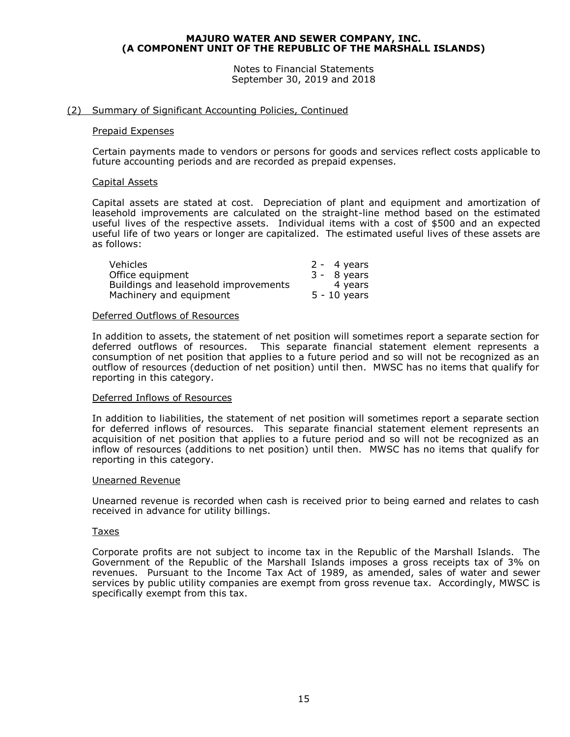## (2) Summary of Significant Accounting Policies, Continued

### Prepaid Expenses

Certain payments made to vendors or persons for goods and services reflect costs applicable to future accounting periods and are recorded as prepaid expenses.

### Capital Assets

Capital assets are stated at cost. Depreciation of plant and equipment and amortization of leasehold improvements are calculated on the straight-line method based on the estimated useful lives of the respective assets. Individual items with a cost of $500 and an expected useful life of two years or longer are capitalized. The estimated useful lives of these assets are as follows:

| | |
|---|---|
| Vehicles | 2 - 4 years |
| Office equipment | 3 - 8 years |
| Buildings and leasehold improvements | 4 years |
| Machinery and equipment | 5 - 10 years |

### Deferred Outflows of Resources

In addition to assets, the statement of net position will sometimes report a separate section for deferred outflows of resources. This separate financial statement element represents a consumption of net position that applies to a future period and so will not be recognized as an outflow of resources (deduction of net position) until then. MWSC has no items that qualify for reporting in this category.

### Deferred Inflows of Resources

In addition to liabilities, the statement of net position will sometimes report a separate section for deferred inflows of resources. This separate financial statement element represents an acquisition of net position that applies to a future period and so will not be recognized as an inflow of resources (additions to net position) until then. MWSC has no items that qualify for reporting in this category.

### Unearned Revenue

Unearned revenue is recorded when cash is received prior to being earned and relates to cash received in advance for utility billings.

### Taxes

Corporate profits are not subject to income tax in the Republic of the Marshall Islands. The Government of the Republic of the Marshall Islands imposes a gross receipts tax of 3% on revenues. Pursuant to the Income Tax Act of 1989, as amended, sales of water and sewer services by public utility companies are exempt from gross revenue tax. Accordingly, MWSC is specifically exempt from this tax.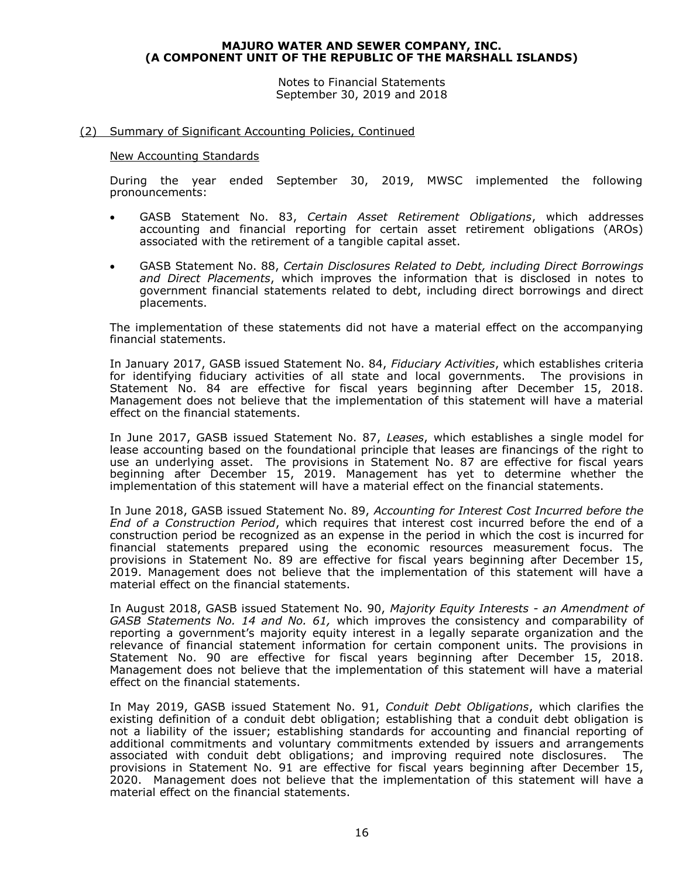## (2) Summary of Significant Accounting Policies, Continued

### New Accounting Standards

During the year ended September 30, 2019, MWSC implemented the following pronouncements:

- GASB Statement No. 83, *Certain Asset Retirement Obligations*, which addresses accounting and financial reporting for certain asset retirement obligations (AROs) associated with the retirement of a tangible capital asset.
- GASB Statement No. 88, *Certain Disclosures Related to Debt, including Direct Borrowings and Direct Placements*, which improves the information that is disclosed in notes to government financial statements related to debt, including direct borrowings and direct placements.

The implementation of these statements did not have a material effect on the accompanying financial statements.

In January 2017, GASB issued Statement No. 84, *Fiduciary Activities*, which establishes criteria for identifying fiduciary activities of all state and local governments. The provisions in Statement No. 84 are effective for fiscal years beginning after December 15, 2018. Management does not believe that the implementation of this statement will have a material effect on the financial statements.

In June 2017, GASB issued Statement No. 87, *Leases*, which establishes a single model for lease accounting based on the foundational principle that leases are financings of the right to use an underlying asset. The provisions in Statement No. 87 are effective for fiscal years beginning after December 15, 2019. Management has yet to determine whether the implementation of this statement will have a material effect on the financial statements.

In June 2018, GASB issued Statement No. 89, *Accounting for Interest Cost Incurred before the End of a Construction Period*, which requires that interest cost incurred before the end of a construction period be recognized as an expense in the period in which the cost is incurred for financial statements prepared using the economic resources measurement focus. The provisions in Statement No. 89 are effective for fiscal years beginning after December 15, 2019. Management does not believe that the implementation of this statement will have a material effect on the financial statements.

In August 2018, GASB issued Statement No. 90, *Majority Equity Interests - an Amendment of GASB Statements No. 14 and No. 61,* which improves the consistency and comparability of reporting a government's majority equity interest in a legally separate organization and the relevance of financial statement information for certain component units. The provisions in Statement No. 90 are effective for fiscal years beginning after December 15, 2018. Management does not believe that the implementation of this statement will have a material effect on the financial statements.

In May 2019, GASB issued Statement No. 91, *Conduit Debt Obligations*, which clarifies the existing definition of a conduit debt obligation; establishing that a conduit debt obligation is not a liability of the issuer; establishing standards for accounting and financial reporting of additional commitments and voluntary commitments extended by issuers and arrangements associated with conduit debt obligations; and improving required note disclosures. The provisions in Statement No. 91 are effective for fiscal years beginning after December 15, 2020. Management does not believe that the implementation of this statement will have a material effect on the financial statements.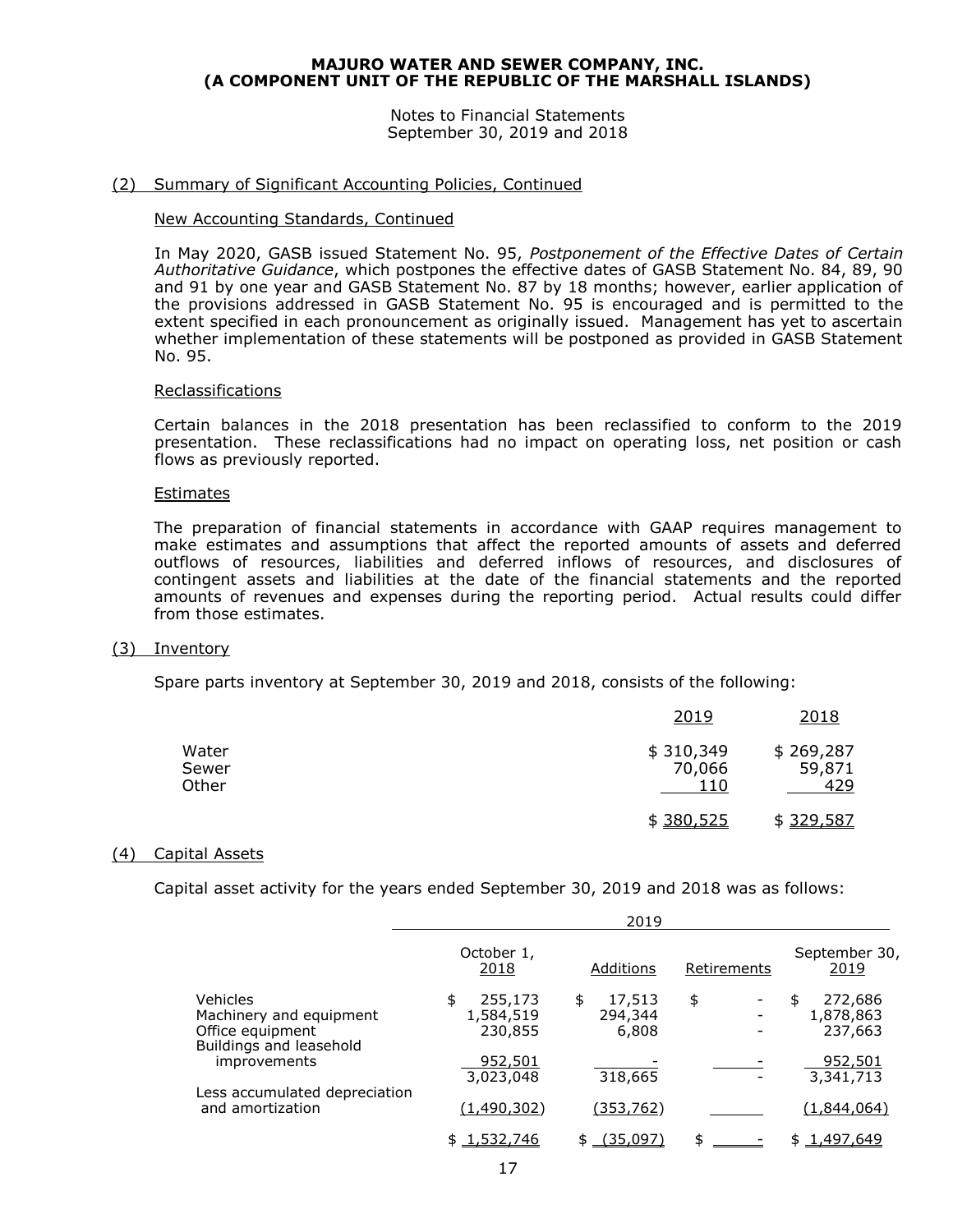**MAJURO WATER AND SEWER COMPANY, INC.**
**(A COMPONENT UNIT OF THE REPUBLIC OF THE MARSHALL ISLANDS)**

Notes to Financial Statements
September 30, 2019 and 2018

## (2) Summary of Significant Accounting Policies, Continued

### New Accounting Standards, Continued

In May 2020, GASB issued Statement No. 95, *Postponement of the Effective Dates of Certain Authoritative Guidance*, which postpones the effective dates of GASB Statement No. 84, 89, 90 and 91 by one year and GASB Statement No. 87 by 18 months; however, earlier application of the provisions addressed in GASB Statement No. 95 is encouraged and is permitted to the extent specified in each pronouncement as originally issued. Management has yet to ascertain whether implementation of these statements will be postponed as provided in GASB Statement No. 95.

### Reclassifications

Certain balances in the 2018 presentation has been reclassified to conform to the 2019 presentation. These reclassifications had no impact on operating loss, net position or cash flows as previously reported.

### Estimates

The preparation of financial statements in accordance with GAAP requires management to make estimates and assumptions that affect the reported amounts of assets and deferred outflows of resources, liabilities and deferred inflows of resources, and disclosures of contingent assets and liabilities at the date of the financial statements and the reported amounts of revenues and expenses during the reporting period. Actual results could differ from those estimates.

## (3) Inventory

Spare parts inventory at September 30, 2019 and 2018, consists of the following:

| | 2019 | 2018 |
|---|---|---|
| Water | $ 310,349 | $ 269,287 |
| Sewer | 70,066 | 59,871 |
| Other | 110 | 429 |
| | $ 380,525 | $ 329,587 |

## (4) Capital Assets

Capital asset activity for the years ended September 30, 2019 and 2018 was as follows:

| | 2019 | | | |
|---|---|---|---|---|
| | October 1, 2018 | Additions | Retirements | September 30, 2019 |
| Vehicles | $ 255,173 | $ 17,513 | $ - | $ 272,686 |
| Machinery and equipment | 1,584,519 | 294,344 | - | 1,878,863 |
| Office equipment | 230,855 | 6,808 | - | 237,663 |
| Buildings and leasehold improvements | 952,501 | - | - | 952,501 |
| | 3,023,048 | 318,665 | - | 3,341,713 |
| Less accumulated depreciation and amortization | (1,490,302) | (353,762) | | (1,844,064) |
| | $ 1,532,746 | $ (35,097) | $ - | $ 1,497,649 |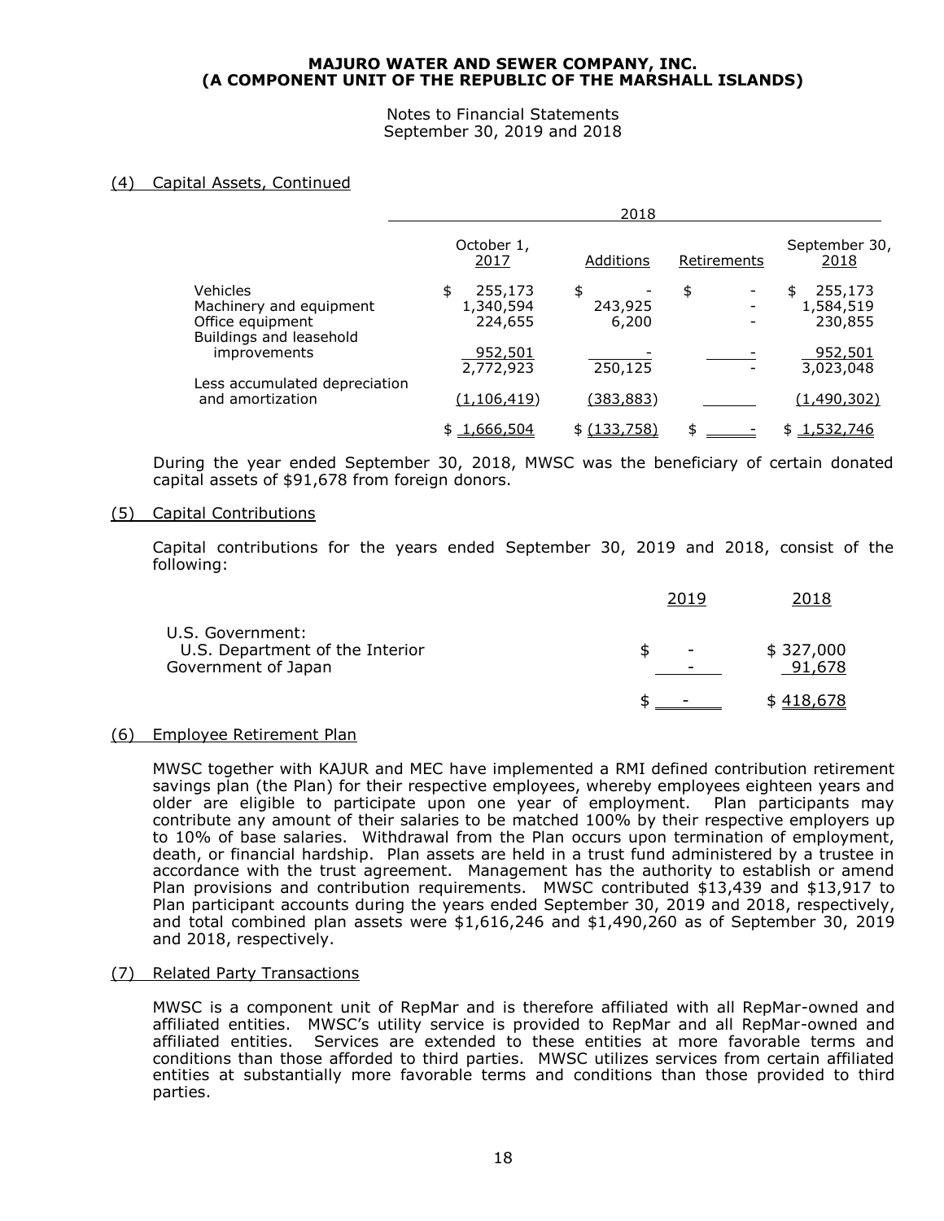**MAJURO WATER AND SEWER COMPANY, INC.**
**(A COMPONENT UNIT OF THE REPUBLIC OF THE MARSHALL ISLANDS)**

Notes to Financial Statements
September 30, 2019 and 2018

(4) Capital Assets, Continued

| | 2018 | | | |
|---|---|---|---|---|
| | October 1, 2017 | Additions | Retirements | September 30, 2018 |
| Vehicles | $ 255,173 | $ - | $ - | $ 255,173 |
| Machinery and equipment | 1,340,594 | 243,925 | - | 1,584,519 |
| Office equipment | 224,655 | 6,200 | - | 230,855 |
| Buildings and leasehold improvements | 952,501 | - | - | 952,501 |
| | 2,772,923 | 250,125 | - | 3,023,048 |
| Less accumulated depreciation and amortization | (1,106,419) | (383,883) | | (1,490,302) |
| | $ 1,666,504 | $ (133,758) | $ - | $ 1,532,746 |

During the year ended September 30, 2018, MWSC was the beneficiary of certain donated capital assets of $91,678 from foreign donors.

(5) Capital Contributions

Capital contributions for the years ended September 30, 2019 and 2018, consist of the following:

| | 2019 | 2018 |
|---|---|---|
| U.S. Government: | | |
| U.S. Department of the Interior | $ - | $ 327,000 |
| Government of Japan | - | 91,678 |
| | $ - | $ 418,678 |

(6) Employee Retirement Plan

MWSC together with KAJUR and MEC have implemented a RMI defined contribution retirement savings plan (the Plan) for their respective employees, whereby employees eighteen years and older are eligible to participate upon one year of employment. Plan participants may contribute any amount of their salaries to be matched 100% by their respective employers up to 10% of base salaries. Withdrawal from the Plan occurs upon termination of employment, death, or financial hardship. Plan assets are held in a trust fund administered by a trustee in accordance with the trust agreement. Management has the authority to establish or amend Plan provisions and contribution requirements. MWSC contributed $13,439 and $13,917 to Plan participant accounts during the years ended September 30, 2019 and 2018, respectively, and total combined plan assets were $1,616,246 and $1,490,260 as of September 30, 2019 and 2018, respectively.

(7) Related Party Transactions

MWSC is a component unit of RepMar and is therefore affiliated with all RepMar-owned and affiliated entities. MWSC's utility service is provided to RepMar and all RepMar-owned and affiliated entities. Services are extended to these entities at more favorable terms and conditions than those afforded to third parties. MWSC utilizes services from certain affiliated entities at substantially more favorable terms and conditions than those provided to third parties.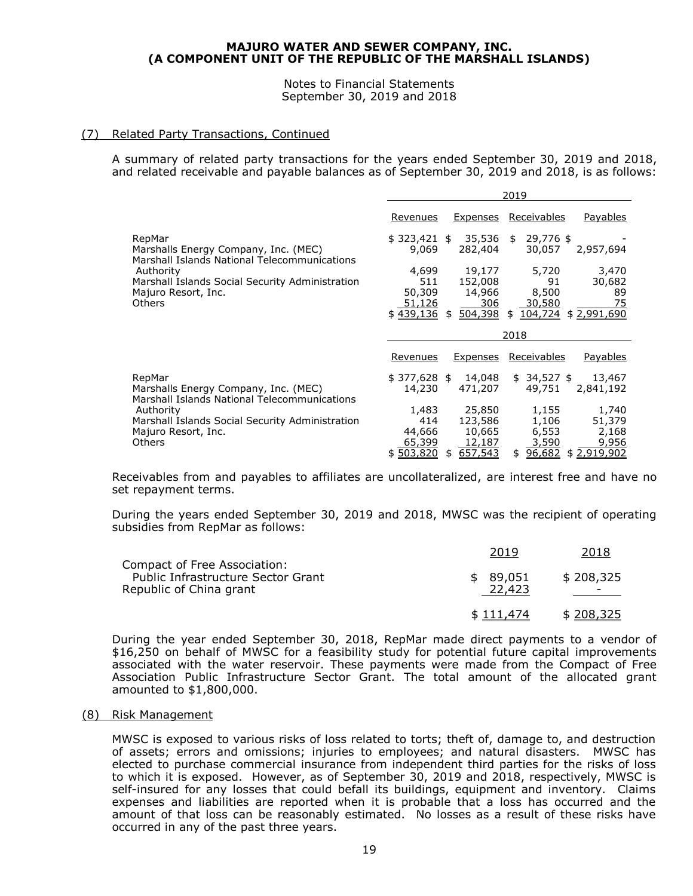## (7) Related Party Transactions, Continued

A summary of related party transactions for the years ended September 30, 2019 and 2018, and related receivable and payable balances as of September 30, 2019 and 2018, is as follows:

| | 2019 | | | |
|---|---|---|---|---|
| | Revenues | Expenses | Receivables | Payables |
| RepMar | $ 323,421 | $ 35,536 | $ 29,776 | $ - |
| Marshalls Energy Company, Inc. (MEC) | 9,069 | 282,404 | 30,057 | 2,957,694 |
| Marshall Islands National Telecommunications Authority | 4,699 | 19,177 | 5,720 | 3,470 |
| Marshall Islands Social Security Administration | 511 | 152,008 | 91 | 30,682 |
| Majuro Resort, Inc. | 50,309 | 14,966 | 8,500 | 89 |
| Others | 51,126 | 306 | 30,580 | 75 |
| | $ 439,136 | $ 504,398 | $ 104,724 | $ 2,991,690 |

| | 2018 | | | |
|---|---|---|---|---|
| | Revenues | Expenses | Receivables | Payables |
| RepMar | $ 377,628 | $ 14,048 | $ 34,527 | $ 13,467 |
| Marshalls Energy Company, Inc. (MEC) | 14,230 | 471,207 | 49,751 | 2,841,192 |
| Marshall Islands National Telecommunications Authority | 1,483 | 25,850 | 1,155 | 1,740 |
| Marshall Islands Social Security Administration | 414 | 123,586 | 1,106 | 51,379 |
| Majuro Resort, Inc. | 44,666 | 10,665 | 6,553 | 2,168 |
| Others | 65,399 | 12,187 | 3,590 | 9,956 |
| | $ 503,820 | $ 657,543 | $ 96,682 | $ 2,919,902 |

Receivables from and payables to affiliates are uncollateralized, are interest free and have no set repayment terms.

During the years ended September 30, 2019 and 2018, MWSC was the recipient of operating subsidies from RepMar as follows:

| | 2019 | 2018 |
|---|---|---|
| Compact of Free Association: | | |
| Public Infrastructure Sector Grant | $ 89,051 | $ 208,325 |
| Republic of China grant | 22,423 | - |
| | $ 111,474 | $ 208,325 |

During the year ended September 30, 2018, RepMar made direct payments to a vendor of $16,250 on behalf of MWSC for a feasibility study for potential future capital improvements associated with the water reservoir. These payments were made from the Compact of Free Association Public Infrastructure Sector Grant. The total amount of the allocated grant amounted to $1,800,000.

## (8) Risk Management

MWSC is exposed to various risks of loss related to torts; theft of, damage to, and destruction of assets; errors and omissions; injuries to employees; and natural disasters. MWSC has elected to purchase commercial insurance from independent third parties for the risks of loss to which it is exposed. However, as of September 30, 2019 and 2018, respectively, MWSC is self-insured for any losses that could befall its buildings, equipment and inventory. Claims expenses and liabilities are reported when it is probable that a loss has occurred and the amount of that loss can be reasonably estimated. No losses as a result of these risks have occurred in any of the past three years.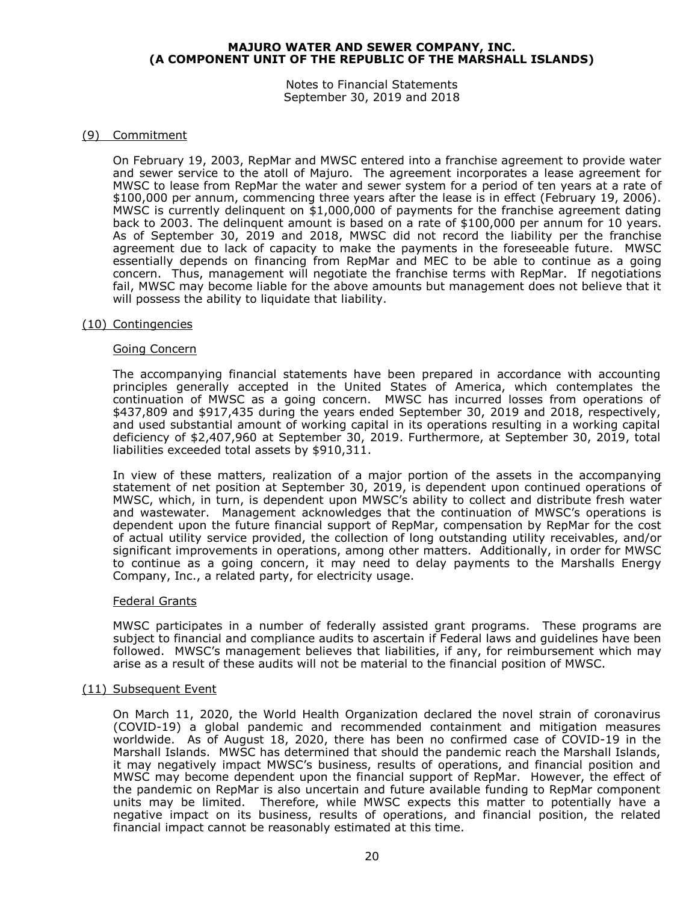## (9) Commitment

On February 19, 2003, RepMar and MWSC entered into a franchise agreement to provide water and sewer service to the atoll of Majuro. The agreement incorporates a lease agreement for MWSC to lease from RepMar the water and sewer system for a period of ten years at a rate of $100,000 per annum, commencing three years after the lease is in effect (February 19, 2006). MWSC is currently delinquent on $1,000,000 of payments for the franchise agreement dating back to 2003. The delinquent amount is based on a rate of $100,000 per annum for 10 years. As of September 30, 2019 and 2018, MWSC did not record the liability per the franchise agreement due to lack of capacity to make the payments in the foreseeable future. MWSC essentially depends on financing from RepMar and MEC to be able to continue as a going concern. Thus, management will negotiate the franchise terms with RepMar. If negotiations fail, MWSC may become liable for the above amounts but management does not believe that it will possess the ability to liquidate that liability.

## (10) Contingencies

### Going Concern

The accompanying financial statements have been prepared in accordance with accounting principles generally accepted in the United States of America, which contemplates the continuation of MWSC as a going concern. MWSC has incurred losses from operations of $437,809 and $917,435 during the years ended September 30, 2019 and 2018, respectively, and used substantial amount of working capital in its operations resulting in a working capital deficiency of $2,407,960 at September 30, 2019. Furthermore, at September 30, 2019, total liabilities exceeded total assets by $910,311.

In view of these matters, realization of a major portion of the assets in the accompanying statement of net position at September 30, 2019, is dependent upon continued operations of MWSC, which, in turn, is dependent upon MWSC's ability to collect and distribute fresh water and wastewater. Management acknowledges that the continuation of MWSC's operations is dependent upon the future financial support of RepMar, compensation by RepMar for the cost of actual utility service provided, the collection of long outstanding utility receivables, and/or significant improvements in operations, among other matters. Additionally, in order for MWSC to continue as a going concern, it may need to delay payments to the Marshalls Energy Company, Inc., a related party, for electricity usage.

### Federal Grants

MWSC participates in a number of federally assisted grant programs. These programs are subject to financial and compliance audits to ascertain if Federal laws and guidelines have been followed. MWSC's management believes that liabilities, if any, for reimbursement which may arise as a result of these audits will not be material to the financial position of MWSC.

## (11) Subsequent Event

On March 11, 2020, the World Health Organization declared the novel strain of coronavirus (COVID-19) a global pandemic and recommended containment and mitigation measures worldwide. As of August 18, 2020, there has been no confirmed case of COVID-19 in the Marshall Islands. MWSC has determined that should the pandemic reach the Marshall Islands, it may negatively impact MWSC's business, results of operations, and financial position and MWSC may become dependent upon the financial support of RepMar. However, the effect of the pandemic on RepMar is also uncertain and future available funding to RepMar component units may be limited. Therefore, while MWSC expects this matter to potentially have a negative impact on its business, results of operations, and financial position, the related financial impact cannot be reasonably estimated at this time.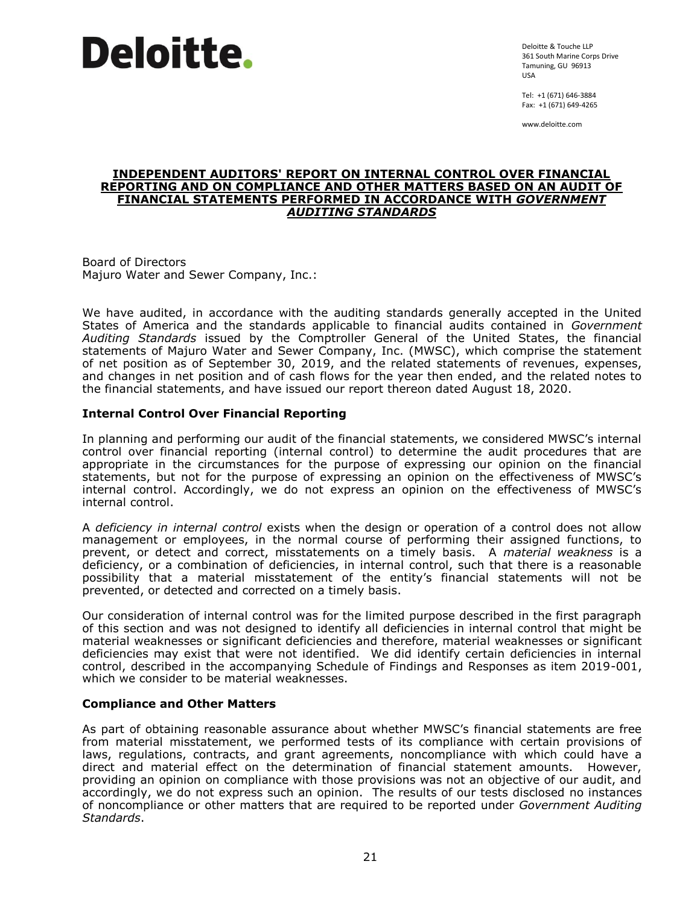**Deloitte.**

Deloitte & Touche LLP
361 South Marine Corps Drive
Tamuning, GU 96913
USA

Tel: +1 (671) 646-3884
Fax: +1 (671) 649-4265

www.deloitte.com

# INDEPENDENT AUDITORS' REPORT ON INTERNAL CONTROL OVER FINANCIAL REPORTING AND ON COMPLIANCE AND OTHER MATTERS BASED ON AN AUDIT OF FINANCIAL STATEMENTS PERFORMED IN ACCORDANCE WITH *GOVERNMENT AUDITING STANDARDS*

Board of Directors
Majuro Water and Sewer Company, Inc.:

We have audited, in accordance with the auditing standards generally accepted in the United States of America and the standards applicable to financial audits contained in *Government Auditing Standards* issued by the Comptroller General of the United States, the financial statements of Majuro Water and Sewer Company, Inc. (MWSC), which comprise the statement of net position as of September 30, 2019, and the related statements of revenues, expenses, and changes in net position and of cash flows for the year then ended, and the related notes to the financial statements, and have issued our report thereon dated August 18, 2020.

## Internal Control Over Financial Reporting

In planning and performing our audit of the financial statements, we considered MWSC's internal control over financial reporting (internal control) to determine the audit procedures that are appropriate in the circumstances for the purpose of expressing our opinion on the financial statements, but not for the purpose of expressing an opinion on the effectiveness of MWSC's internal control. Accordingly, we do not express an opinion on the effectiveness of MWSC's internal control.

A *deficiency in internal control* exists when the design or operation of a control does not allow management or employees, in the normal course of performing their assigned functions, to prevent, or detect and correct, misstatements on a timely basis. A *material weakness* is a deficiency, or a combination of deficiencies, in internal control, such that there is a reasonable possibility that a material misstatement of the entity's financial statements will not be prevented, or detected and corrected on a timely basis.

Our consideration of internal control was for the limited purpose described in the first paragraph of this section and was not designed to identify all deficiencies in internal control that might be material weaknesses or significant deficiencies and therefore, material weaknesses or significant deficiencies may exist that were not identified. We did identify certain deficiencies in internal control, described in the accompanying Schedule of Findings and Responses as item 2019-001, which we consider to be material weaknesses.

## Compliance and Other Matters

As part of obtaining reasonable assurance about whether MWSC's financial statements are free from material misstatement, we performed tests of its compliance with certain provisions of laws, regulations, contracts, and grant agreements, noncompliance with which could have a direct and material effect on the determination of financial statement amounts. However, providing an opinion on compliance with those provisions was not an objective of our audit, and accordingly, we do not express such an opinion. The results of our tests disclosed no instances of noncompliance or other matters that are required to be reported under *Government Auditing Standards*.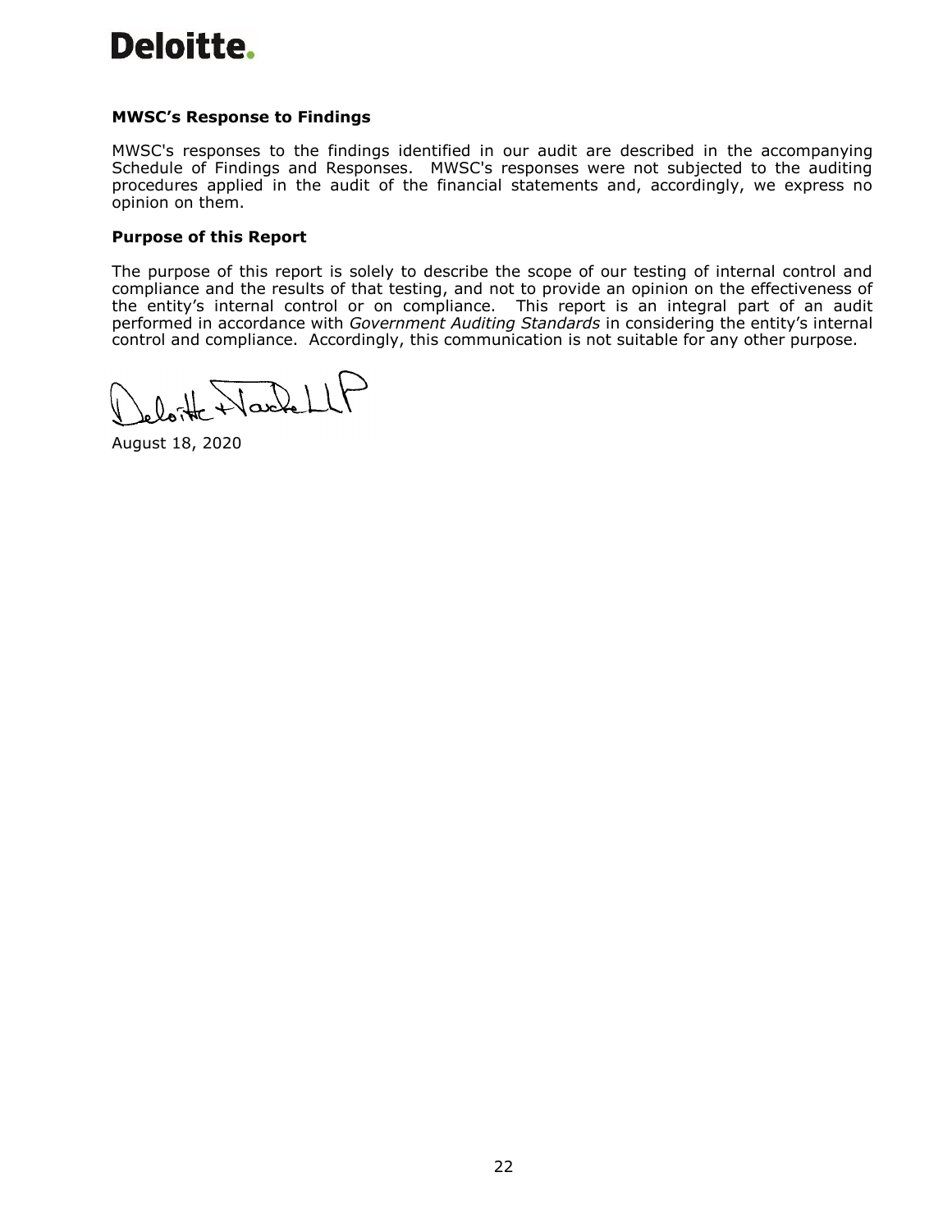**Deloitte.**

**MWSC's Response to Findings**

MWSC's responses to the findings identified in our audit are described in the accompanying Schedule of Findings and Responses. MWSC's responses were not subjected to the auditing procedures applied in the audit of the financial statements and, accordingly, we express no opinion on them.

**Purpose of this Report**

The purpose of this report is solely to describe the scope of our testing of internal control and compliance and the results of that testing, and not to provide an opinion on the effectiveness of the entity's internal control or on compliance. This report is an integral part of an audit performed in accordance with *Government Auditing Standards* in considering the entity's internal control and compliance. Accordingly, this communication is not suitable for any other purpose.

Deloitte & Touche LLP

August 18, 2020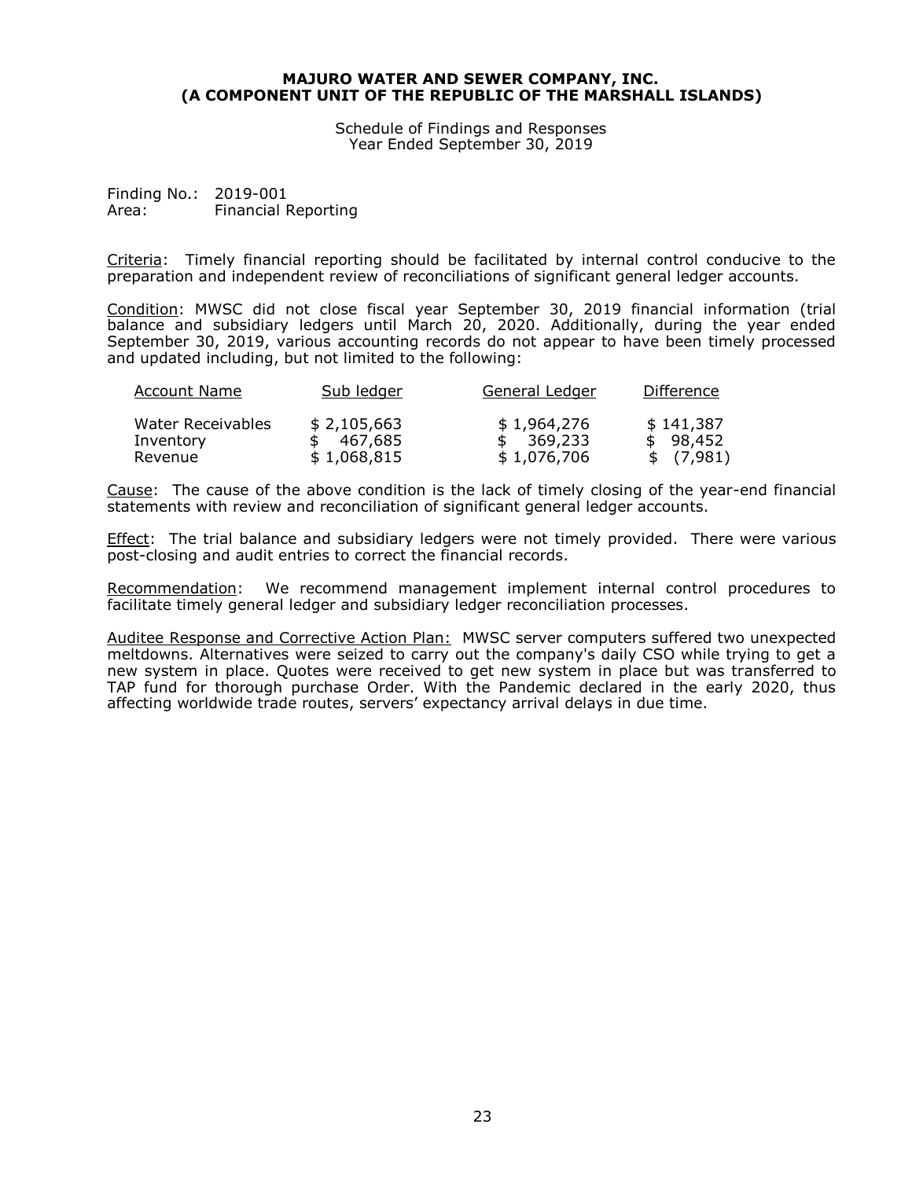**MAJURO WATER AND SEWER COMPANY, INC.**
**(A COMPONENT UNIT OF THE REPUBLIC OF THE MARSHALL ISLANDS)**

Schedule of Findings and Responses
Year Ended September 30, 2019

Finding No.: 2019-001
Area: Financial Reporting

Criteria: Timely financial reporting should be facilitated by internal control conducive to the preparation and independent review of reconciliations of significant general ledger accounts.

Condition: MWSC did not close fiscal year September 30, 2019 financial information (trial balance and subsidiary ledgers until March 20, 2020. Additionally, during the year ended September 30, 2019, various accounting records do not appear to have been timely processed and updated including, but not limited to the following:

| Account Name | Sub ledger | General Ledger | Difference |
|---|---|---|---|
| Water Receivables | $ 2,105,663 | $ 1,964,276 | $ 141,387 |
| Inventory | $ 467,685 | $ 369,233 | $ 98,452 |
| Revenue | $ 1,068,815 | $ 1,076,706 | $ (7,981) |

Cause: The cause of the above condition is the lack of timely closing of the year-end financial statements with review and reconciliation of significant general ledger accounts.

Effect: The trial balance and subsidiary ledgers were not timely provided. There were various post-closing and audit entries to correct the financial records.

Recommendation: We recommend management implement internal control procedures to facilitate timely general ledger and subsidiary ledger reconciliation processes.

Auditee Response and Corrective Action Plan: MWSC server computers suffered two unexpected meltdowns. Alternatives were seized to carry out the company's daily CSO while trying to get a new system in place. Quotes were received to get new system in place but was transferred to TAP fund for thorough purchase Order. With the Pandemic declared in the early 2020, thus affecting worldwide trade routes, servers' expectancy arrival delays in due time.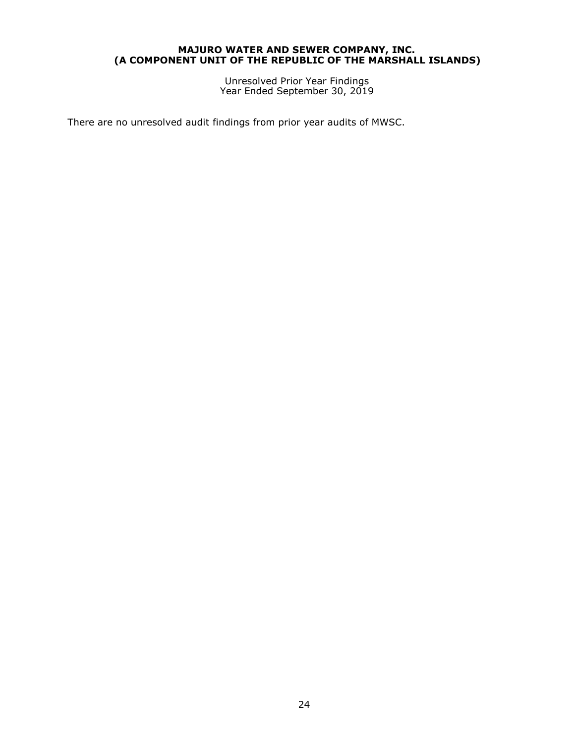**MAJURO WATER AND SEWER COMPANY, INC.**
**(A COMPONENT UNIT OF THE REPUBLIC OF THE MARSHALL ISLANDS)**

Unresolved Prior Year Findings
Year Ended September 30, 2019

There are no unresolved audit findings from prior year audits of MWSC.